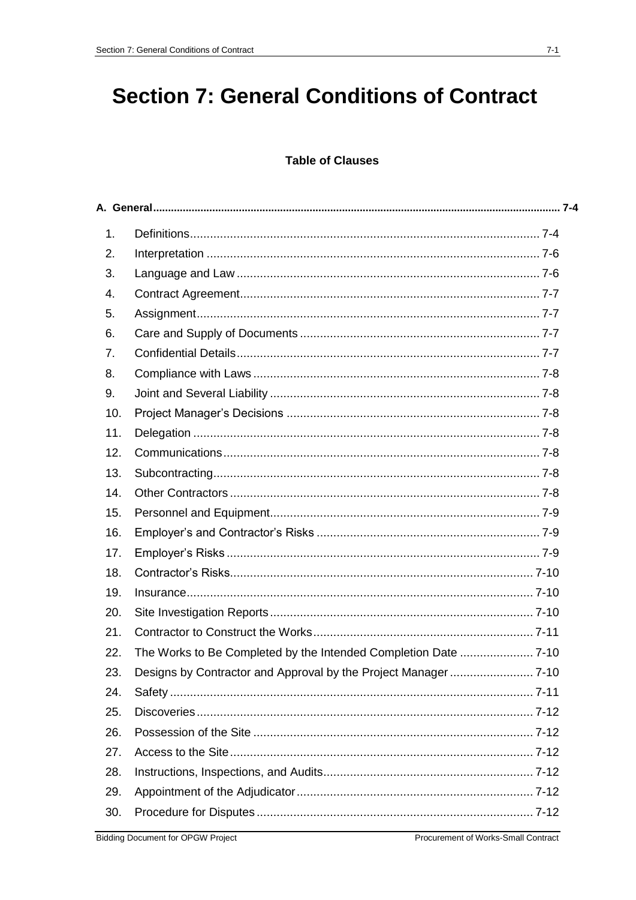# Section 7: General Conditions of Contract

**Table of Clauses**

**A. General ........................................................................................................................................ 7-4**

| | | |
|---|---|---|
| 1. | Definitions | 7-4 |
| 2. | Interpretation | 7-6 |
| 3. | Language and Law | 7-6 |
| 4. | Contract Agreement | 7-7 |
| 5. | Assignment | 7-7 |
| 6. | Care and Supply of Documents | 7-7 |
| 7. | Confidential Details | 7-7 |
| 8. | Compliance with Laws | 7-8 |
| 9. | Joint and Several Liability | 7-8 |
| 10. | Project Manager's Decisions | 7-8 |
| 11. | Delegation | 7-8 |
| 12. | Communications | 7-8 |
| 13. | Subcontracting | 7-8 |
| 14. | Other Contractors | 7-8 |
| 15. | Personnel and Equipment | 7-9 |
| 16. | Employer's and Contractor's Risks | 7-9 |
| 17. | Employer's Risks | 7-9 |
| 18. | Contractor's Risks | 7-10 |
| 19. | Insurance | 7-10 |
| 20. | Site Investigation Reports | 7-10 |
| 21. | Contractor to Construct the Works | 7-11 |
| 22. | The Works to Be Completed by the Intended Completion Date | 7-10 |
| 23. | Designs by Contractor and Approval by the Project Manager | 7-10 |
| 24. | Safety | 7-11 |
| 25. | Discoveries | 7-12 |
| 26. | Possession of the Site | 7-12 |
| 27. | Access to the Site | 7-12 |
| 28. | Instructions, Inspections, and Audits | 7-12 |
| 29. | Appointment of the Adjudicator | 7-12 |
| 30. | Procedure for Disputes | 7-12 |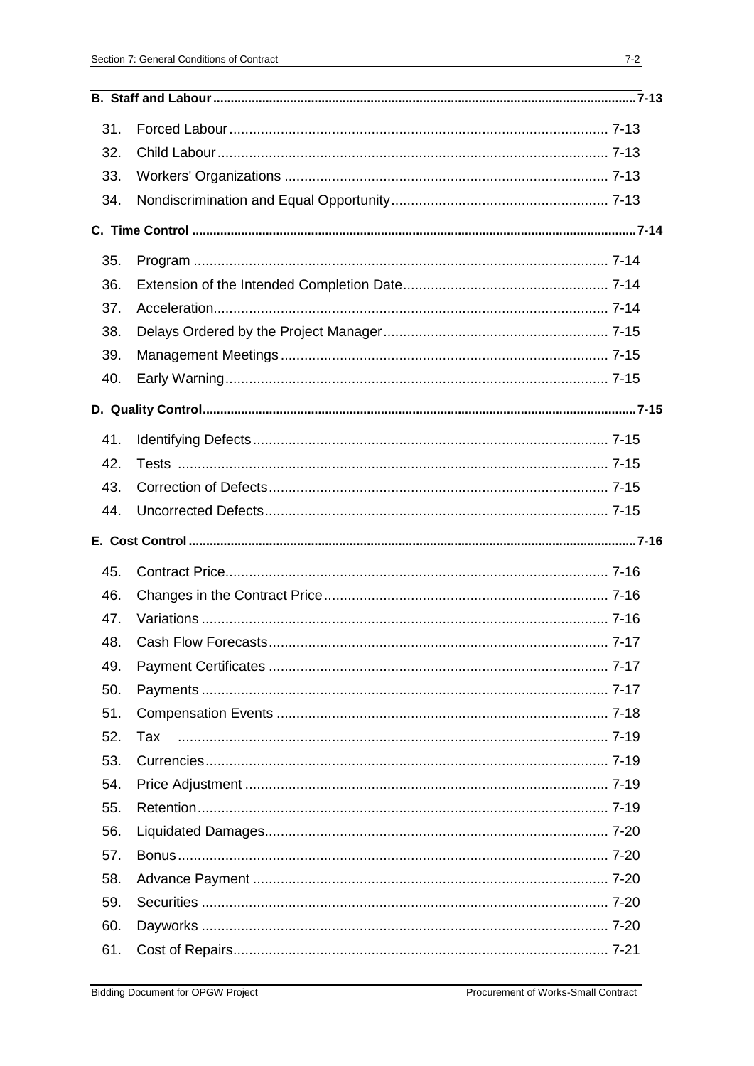**B. Staff and Labour ....................................................................................................................7-13**

31. Forced Labour ................................................................................................ 7-13
32. Child Labour ................................................................................................... 7-13
33. Workers' Organizations .................................................................................. 7-13
34. Nondiscrimination and Equal Opportunity ....................................................... 7-13

**C. Time Control ..............................................................................................................................7-14**

35. Program ......................................................................................................... 7-14
36. Extension of the Intended Completion Date .................................................... 7-14
37. Acceleration ................................................................................................... 7-14
38. Delays Ordered by the Project Manager ......................................................... 7-15
39. Management Meetings ................................................................................... 7-15
40. Early Warning ................................................................................................. 7-15

**D. Quality Control ..........................................................................................................................7-15**

41. Identifying Defects .......................................................................................... 7-15
42. Tests .............................................................................................................. 7-15
43. Correction of Defects ...................................................................................... 7-15
44. Uncorrected Defects ....................................................................................... 7-15

**E. Cost Control ...............................................................................................................................7-16**

45. Contract Price ................................................................................................. 7-16
46. Changes in the Contract Price ........................................................................ 7-16
47. Variations ....................................................................................................... 7-16
48. Cash Flow Forecasts ...................................................................................... 7-17
49. Payment Certificates ...................................................................................... 7-17
50. Payments ....................................................................................................... 7-17
51. Compensation Events .................................................................................... 7-18
52. Tax ................................................................................................................. 7-19
53. Currencies ...................................................................................................... 7-19
54. Price Adjustment ............................................................................................ 7-19
55. Retention ........................................................................................................ 7-19
56. Liquidated Damages ....................................................................................... 7-20
57. Bonus ............................................................................................................. 7-20
58. Advance Payment .......................................................................................... 7-20
59. Securities ....................................................................................................... 7-20
60. Dayworks ....................................................................................................... 7-20
61. Cost of Repairs ............................................................................................... 7-21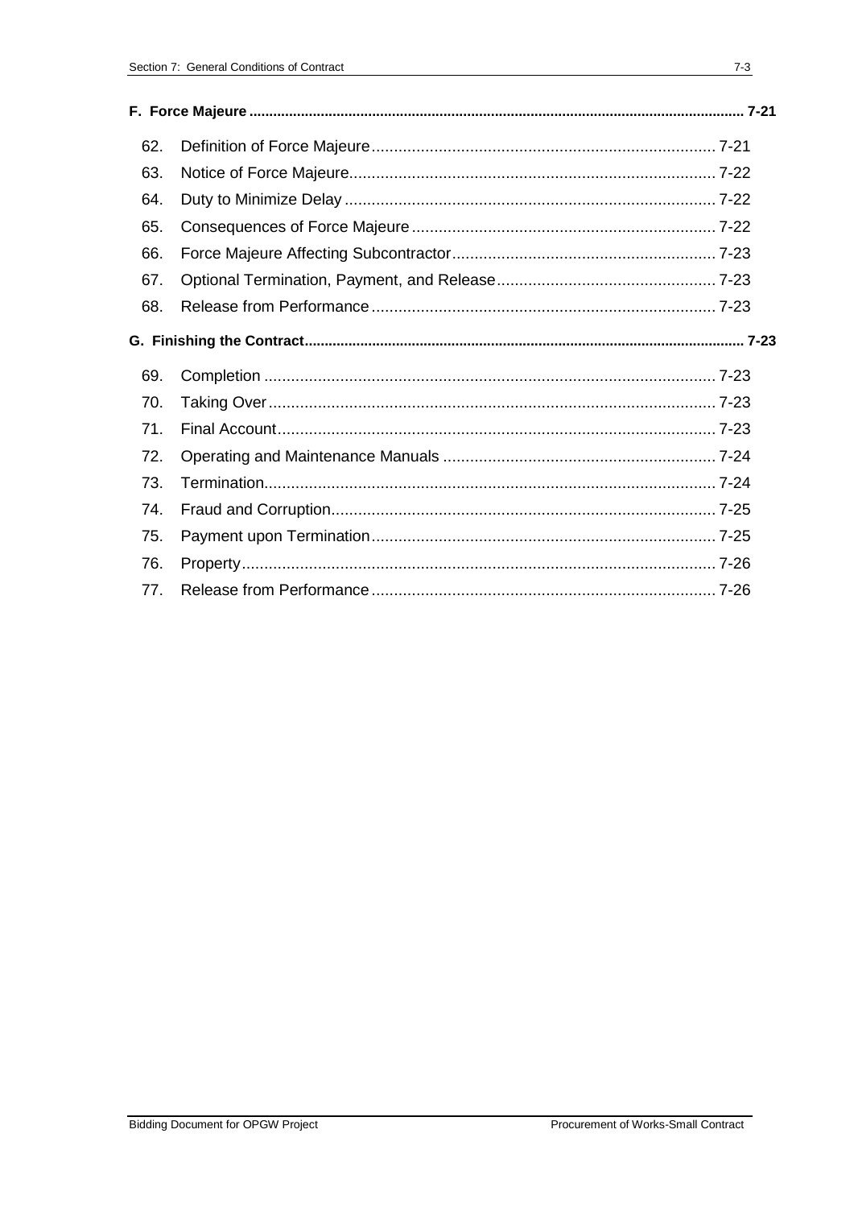**F. Force Majeure ........................................................................................................................ 7-21**

62. Definition of Force Majeure ............................................................................ 7-21
63. Notice of Force Majeure................................................................................. 7-22
64. Duty to Minimize Delay .................................................................................. 7-22
65. Consequences of Force Majeure ................................................................... 7-22
66. Force Majeure Affecting Subcontractor .......................................................... 7-23
67. Optional Termination, Payment, and Release ................................................ 7-23
68. Release from Performance ............................................................................ 7-23

**G. Finishing the Contract ............................................................................................................. 7-23**

69. Completion .................................................................................................... 7-23
70. Taking Over ................................................................................................... 7-23
71. Final Account ................................................................................................. 7-23
72. Operating and Maintenance Manuals ............................................................ 7-24
73. Termination.................................................................................................... 7-24
74. Fraud and Corruption..................................................................................... 7-25
75. Payment upon Termination ............................................................................ 7-25
76. Property ......................................................................................................... 7-26
77. Release from Performance ............................................................................ 7-26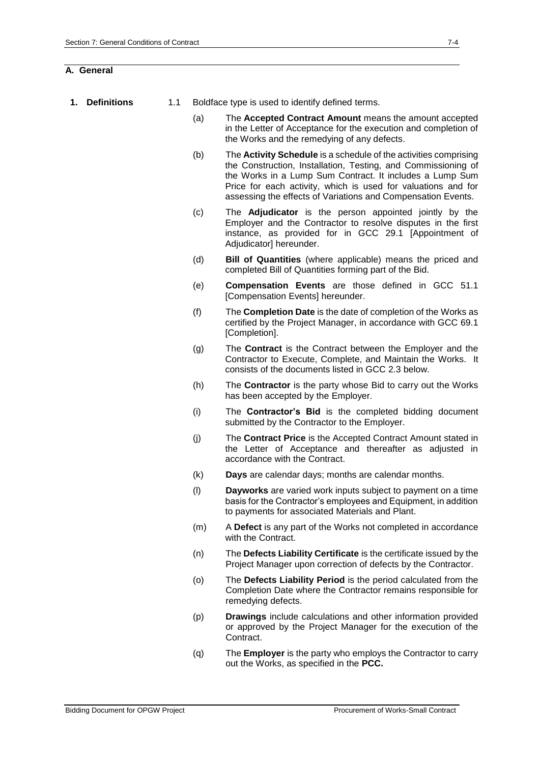## A. General

**1. Definitions**

1.1 Boldface type is used to identify defined terms.

(a) The **Accepted Contract Amount** means the amount accepted in the Letter of Acceptance for the execution and completion of the Works and the remedying of any defects.

(b) The **Activity Schedule** is a schedule of the activities comprising the Construction, Installation, Testing, and Commissioning of the Works in a Lump Sum Contract. It includes a Lump Sum Price for each activity, which is used for valuations and for assessing the effects of Variations and Compensation Events.

(c) The **Adjudicator** is the person appointed jointly by the Employer and the Contractor to resolve disputes in the first instance, as provided for in GCC 29.1 [Appointment of Adjudicator] hereunder.

(d) **Bill of Quantities** (where applicable) means the priced and completed Bill of Quantities forming part of the Bid.

(e) **Compensation Events** are those defined in GCC 51.1 [Compensation Events] hereunder.

(f) The **Completion Date** is the date of completion of the Works as certified by the Project Manager, in accordance with GCC 69.1 [Completion].

(g) The **Contract** is the Contract between the Employer and the Contractor to Execute, Complete, and Maintain the Works. It consists of the documents listed in GCC 2.3 below.

(h) The **Contractor** is the party whose Bid to carry out the Works has been accepted by the Employer.

(i) The **Contractor's Bid** is the completed bidding document submitted by the Contractor to the Employer.

(j) The **Contract Price** is the Accepted Contract Amount stated in the Letter of Acceptance and thereafter as adjusted in accordance with the Contract.

(k) **Days** are calendar days; months are calendar months.

(l) **Dayworks** are varied work inputs subject to payment on a time basis for the Contractor's employees and Equipment, in addition to payments for associated Materials and Plant.

(m) A **Defect** is any part of the Works not completed in accordance with the Contract.

(n) The **Defects Liability Certificate** is the certificate issued by the Project Manager upon correction of defects by the Contractor.

(o) The **Defects Liability Period** is the period calculated from the Completion Date where the Contractor remains responsible for remedying defects.

(p) **Drawings** include calculations and other information provided or approved by the Project Manager for the execution of the Contract.

(q) The **Employer** is the party who employs the Contractor to carry out the Works, as specified in the **PCC.**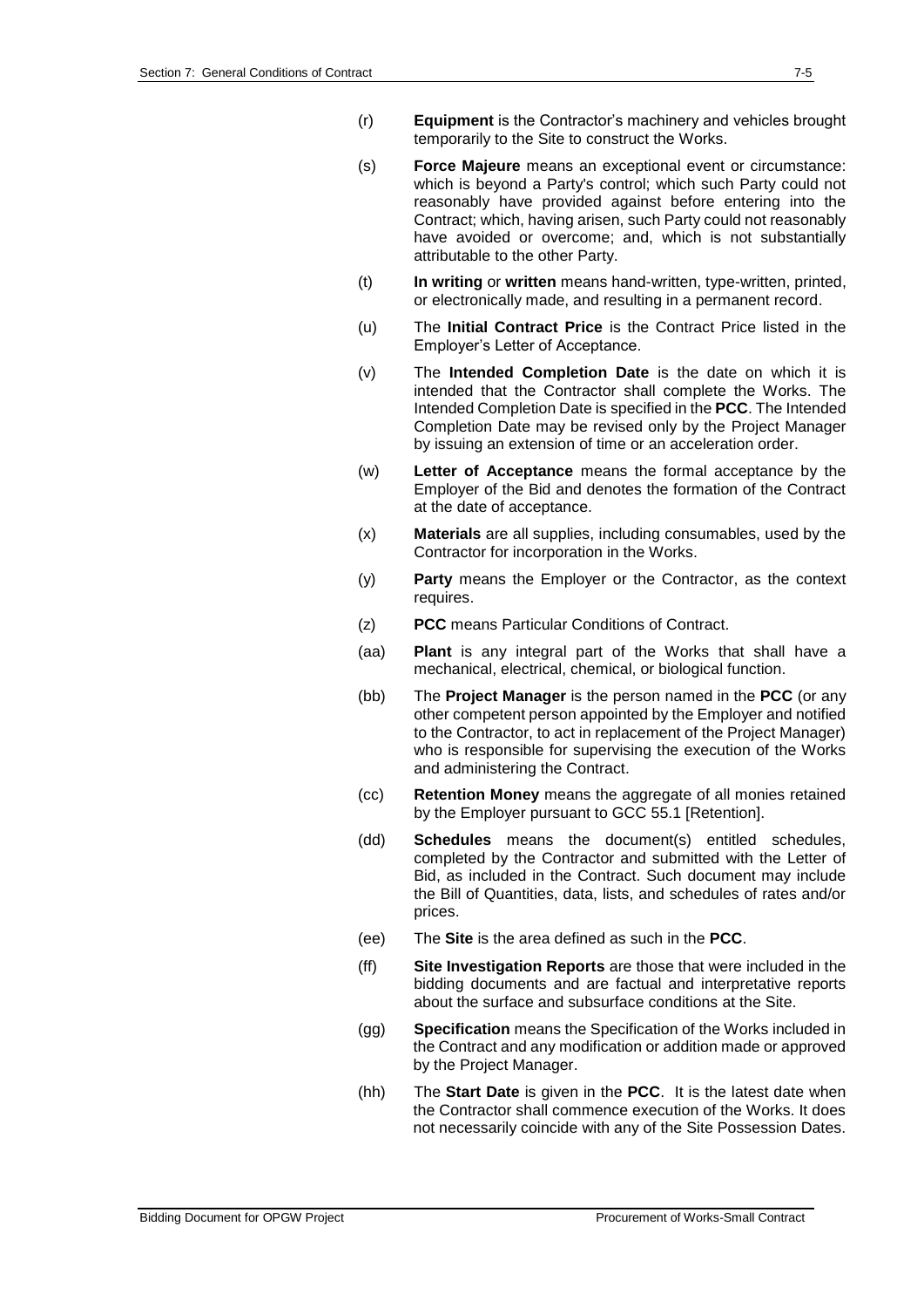(r) **Equipment** is the Contractor's machinery and vehicles brought temporarily to the Site to construct the Works.

(s) **Force Majeure** means an exceptional event or circumstance: which is beyond a Party's control; which such Party could not reasonably have provided against before entering into the Contract; which, having arisen, such Party could not reasonably have avoided or overcome; and, which is not substantially attributable to the other Party.

(t) **In writing** or **written** means hand-written, type-written, printed, or electronically made, and resulting in a permanent record.

(u) The **Initial Contract Price** is the Contract Price listed in the Employer's Letter of Acceptance.

(v) The **Intended Completion Date** is the date on which it is intended that the Contractor shall complete the Works. The Intended Completion Date is specified in the **PCC**. The Intended Completion Date may be revised only by the Project Manager by issuing an extension of time or an acceleration order.

(w) **Letter of Acceptance** means the formal acceptance by the Employer of the Bid and denotes the formation of the Contract at the date of acceptance.

(x) **Materials** are all supplies, including consumables, used by the Contractor for incorporation in the Works.

(y) **Party** means the Employer or the Contractor, as the context requires.

(z) **PCC** means Particular Conditions of Contract.

(aa) **Plant** is any integral part of the Works that shall have a mechanical, electrical, chemical, or biological function.

(bb) The **Project Manager** is the person named in the **PCC** (or any other competent person appointed by the Employer and notified to the Contractor, to act in replacement of the Project Manager) who is responsible for supervising the execution of the Works and administering the Contract.

(cc) **Retention Money** means the aggregate of all monies retained by the Employer pursuant to GCC 55.1 [Retention].

(dd) **Schedules** means the document(s) entitled schedules, completed by the Contractor and submitted with the Letter of Bid, as included in the Contract. Such document may include the Bill of Quantities, data, lists, and schedules of rates and/or prices.

(ee) The **Site** is the area defined as such in the **PCC**.

(ff) **Site Investigation Reports** are those that were included in the bidding documents and are factual and interpretative reports about the surface and subsurface conditions at the Site.

(gg) **Specification** means the Specification of the Works included in the Contract and any modification or addition made or approved by the Project Manager.

(hh) The **Start Date** is given in the **PCC**. It is the latest date when the Contractor shall commence execution of the Works. It does not necessarily coincide with any of the Site Possession Dates.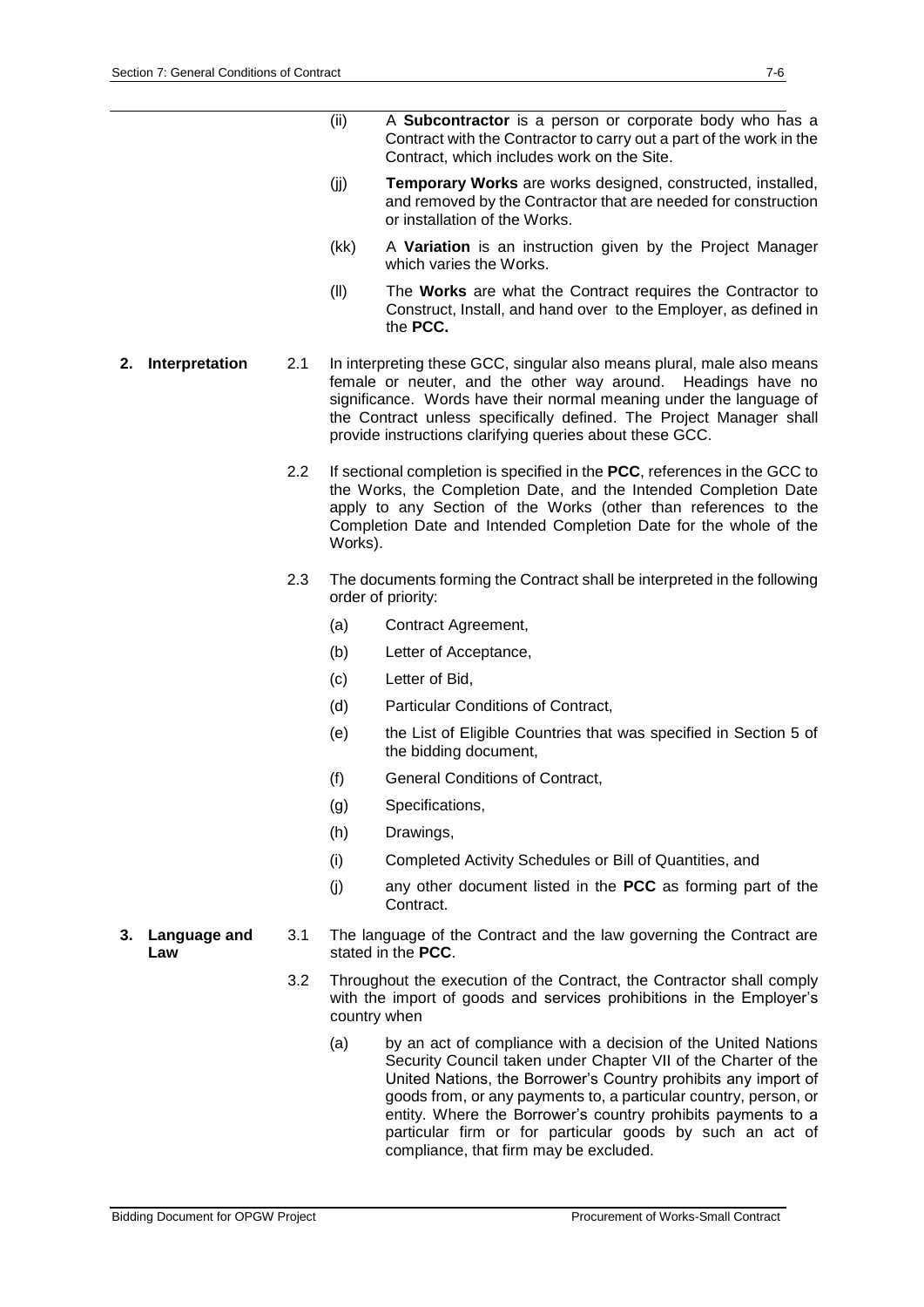(ii) A **Subcontractor** is a person or corporate body who has a Contract with the Contractor to carry out a part of the work in the Contract, which includes work on the Site.

(jj) **Temporary Works** are works designed, constructed, installed, and removed by the Contractor that are needed for construction or installation of the Works.

(kk) A **Variation** is an instruction given by the Project Manager which varies the Works.

(ll) The **Works** are what the Contract requires the Contractor to Construct, Install, and hand over to the Employer, as defined in the **PCC.**

## 2. Interpretation

2.1 In interpreting these GCC, singular also means plural, male also means female or neuter, and the other way around. Headings have no significance. Words have their normal meaning under the language of the Contract unless specifically defined. The Project Manager shall provide instructions clarifying queries about these GCC.

2.2 If sectional completion is specified in the **PCC**, references in the GCC to the Works, the Completion Date, and the Intended Completion Date apply to any Section of the Works (other than references to the Completion Date and Intended Completion Date for the whole of the Works).

2.3 The documents forming the Contract shall be interpreted in the following order of priority:

(a) Contract Agreement,

(b) Letter of Acceptance,

(c) Letter of Bid,

(d) Particular Conditions of Contract,

(e) the List of Eligible Countries that was specified in Section 5 of the bidding document,

(f) General Conditions of Contract,

(g) Specifications,

(h) Drawings,

(i) Completed Activity Schedules or Bill of Quantities, and

(j) any other document listed in the **PCC** as forming part of the Contract.

## 3. Language and Law

3.1 The language of the Contract and the law governing the Contract are stated in the **PCC**.

3.2 Throughout the execution of the Contract, the Contractor shall comply with the import of goods and services prohibitions in the Employer's country when

(a) by an act of compliance with a decision of the United Nations Security Council taken under Chapter VII of the Charter of the United Nations, the Borrower's Country prohibits any import of goods from, or any payments to, a particular country, person, or entity. Where the Borrower's country prohibits payments to a particular firm or for particular goods by such an act of compliance, that firm may be excluded.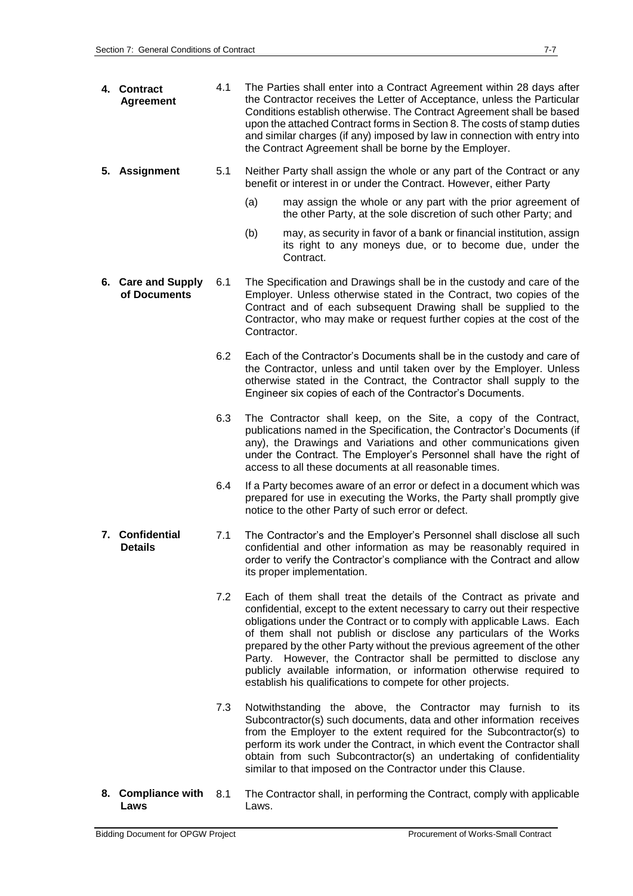**4. Contract Agreement**

4.1 The Parties shall enter into a Contract Agreement within 28 days after the Contractor receives the Letter of Acceptance, unless the Particular Conditions establish otherwise. The Contract Agreement shall be based upon the attached Contract forms in Section 8. The costs of stamp duties and similar charges (if any) imposed by law in connection with entry into the Contract Agreement shall be borne by the Employer.

**5. Assignment**

5.1 Neither Party shall assign the whole or any part of the Contract or any benefit or interest in or under the Contract. However, either Party

(a) may assign the whole or any part with the prior agreement of the other Party, at the sole discretion of such other Party; and

(b) may, as security in favor of a bank or financial institution, assign its right to any moneys due, or to become due, under the Contract.

**6. Care and Supply of Documents**

6.1 The Specification and Drawings shall be in the custody and care of the Employer. Unless otherwise stated in the Contract, two copies of the Contract and of each subsequent Drawing shall be supplied to the Contractor, who may make or request further copies at the cost of the Contractor.

6.2 Each of the Contractor's Documents shall be in the custody and care of the Contractor, unless and until taken over by the Employer. Unless otherwise stated in the Contract, the Contractor shall supply to the Engineer six copies of each of the Contractor's Documents.

6.3 The Contractor shall keep, on the Site, a copy of the Contract, publications named in the Specification, the Contractor's Documents (if any), the Drawings and Variations and other communications given under the Contract. The Employer's Personnel shall have the right of access to all these documents at all reasonable times.

6.4 If a Party becomes aware of an error or defect in a document which was prepared for use in executing the Works, the Party shall promptly give notice to the other Party of such error or defect.

**7. Confidential Details**

7.1 The Contractor's and the Employer's Personnel shall disclose all such confidential and other information as may be reasonably required in order to verify the Contractor's compliance with the Contract and allow its proper implementation.

7.2 Each of them shall treat the details of the Contract as private and confidential, except to the extent necessary to carry out their respective obligations under the Contract or to comply with applicable Laws. Each of them shall not publish or disclose any particulars of the Works prepared by the other Party without the previous agreement of the other Party. However, the Contractor shall be permitted to disclose any publicly available information, or information otherwise required to establish his qualifications to compete for other projects.

7.3 Notwithstanding the above, the Contractor may furnish to its Subcontractor(s) such documents, data and other information receives from the Employer to the extent required for the Subcontractor(s) to perform its work under the Contract, in which event the Contractor shall obtain from such Subcontractor(s) an undertaking of confidentiality similar to that imposed on the Contractor under this Clause.

**8. Compliance with Laws**

8.1 The Contractor shall, in performing the Contract, comply with applicable Laws.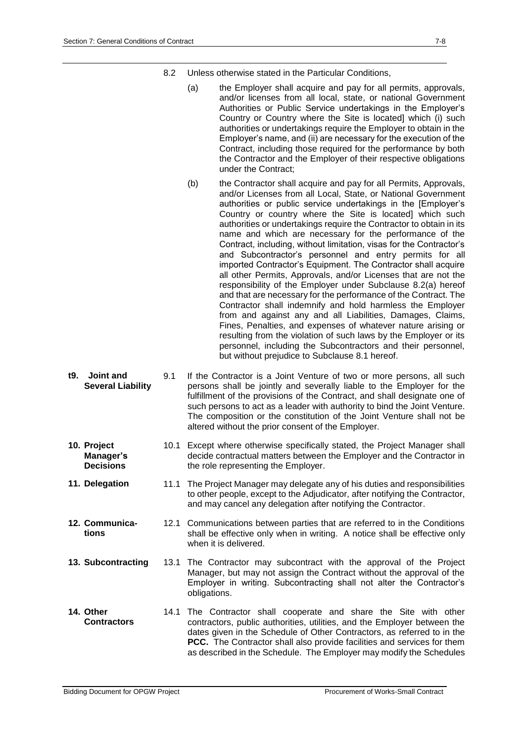8.2 Unless otherwise stated in the Particular Conditions,

(a) the Employer shall acquire and pay for all permits, approvals, and/or licenses from all local, state, or national Government Authorities or Public Service undertakings in the Employer's Country or Country where the Site is located] which (i) such authorities or undertakings require the Employer to obtain in the Employer's name, and (ii) are necessary for the execution of the Contract, including those required for the performance by both the Contractor and the Employer of their respective obligations under the Contract;

(b) the Contractor shall acquire and pay for all Permits, Approvals, and/or Licenses from all Local, State, or National Government authorities or public service undertakings in the [Employer's Country or country where the Site is located] which such authorities or undertakings require the Contractor to obtain in its name and which are necessary for the performance of the Contract, including, without limitation, visas for the Contractor's and Subcontractor's personnel and entry permits for all imported Contractor's Equipment. The Contractor shall acquire all other Permits, Approvals, and/or Licenses that are not the responsibility of the Employer under Subclause 8.2(a) hereof and that are necessary for the performance of the Contract. The Contractor shall indemnify and hold harmless the Employer from and against any and all Liabilities, Damages, Claims, Fines, Penalties, and expenses of whatever nature arising or resulting from the violation of such laws by the Employer or its personnel, including the Subcontractors and their personnel, but without prejudice to Subclause 8.1 hereof.

**t9. Joint and Several Liability**

9.1 If the Contractor is a Joint Venture of two or more persons, all such persons shall be jointly and severally liable to the Employer for the fulfillment of the provisions of the Contract, and shall designate one of such persons to act as a leader with authority to bind the Joint Venture. The composition or the constitution of the Joint Venture shall not be altered without the prior consent of the Employer.

**10. Project Manager's Decisions**

10.1 Except where otherwise specifically stated, the Project Manager shall decide contractual matters between the Employer and the Contractor in the role representing the Employer.

**11. Delegation**

11.1 The Project Manager may delegate any of his duties and responsibilities to other people, except to the Adjudicator, after notifying the Contractor, and may cancel any delegation after notifying the Contractor.

**12. Communications**

12.1 Communications between parties that are referred to in the Conditions shall be effective only when in writing. A notice shall be effective only when it is delivered.

**13. Subcontracting**

13.1 The Contractor may subcontract with the approval of the Project Manager, but may not assign the Contract without the approval of the Employer in writing. Subcontracting shall not alter the Contractor's obligations.

**14. Other Contractors**

14.1 The Contractor shall cooperate and share the Site with other contractors, public authorities, utilities, and the Employer between the dates given in the Schedule of Other Contractors, as referred to in the **PCC.** The Contractor shall also provide facilities and services for them as described in the Schedule. The Employer may modify the Schedules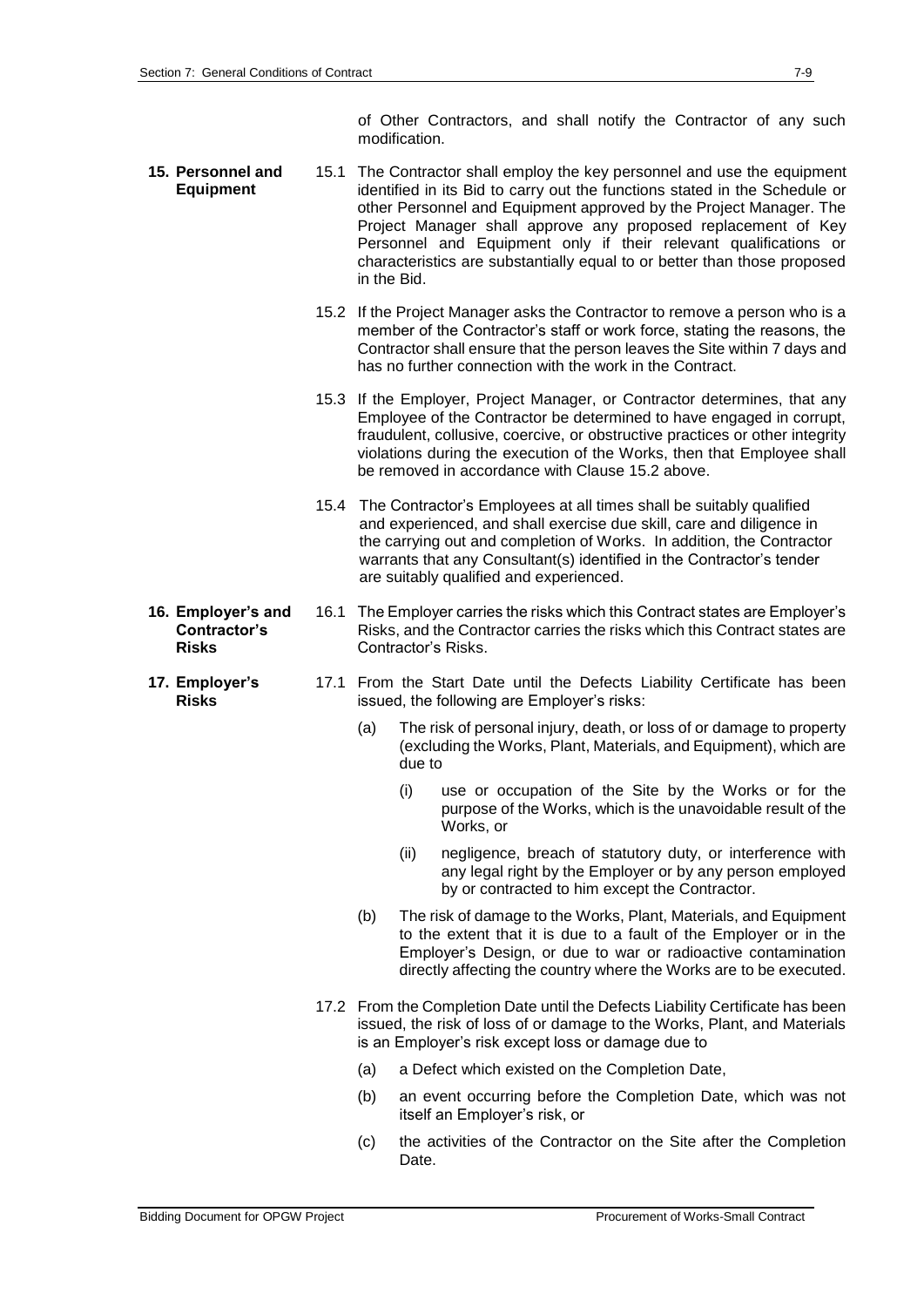of Other Contractors, and shall notify the Contractor of any such modification.

**15. Personnel and Equipment**

15.1 The Contractor shall employ the key personnel and use the equipment identified in its Bid to carry out the functions stated in the Schedule or other Personnel and Equipment approved by the Project Manager. The Project Manager shall approve any proposed replacement of Key Personnel and Equipment only if their relevant qualifications or characteristics are substantially equal to or better than those proposed in the Bid.

15.2 If the Project Manager asks the Contractor to remove a person who is a member of the Contractor's staff or work force, stating the reasons, the Contractor shall ensure that the person leaves the Site within 7 days and has no further connection with the work in the Contract.

15.3 If the Employer, Project Manager, or Contractor determines, that any Employee of the Contractor be determined to have engaged in corrupt, fraudulent, collusive, coercive, or obstructive practices or other integrity violations during the execution of the Works, then that Employee shall be removed in accordance with Clause 15.2 above.

15.4 The Contractor's Employees at all times shall be suitably qualified and experienced, and shall exercise due skill, care and diligence in the carrying out and completion of Works. In addition, the Contractor warrants that any Consultant(s) identified in the Contractor's tender are suitably qualified and experienced.

**16. Employer's and Contractor's Risks**

16.1 The Employer carries the risks which this Contract states are Employer's Risks, and the Contractor carries the risks which this Contract states are Contractor's Risks.

**17. Employer's Risks**

17.1 From the Start Date until the Defects Liability Certificate has been issued, the following are Employer's risks:

(a) The risk of personal injury, death, or loss of or damage to property (excluding the Works, Plant, Materials, and Equipment), which are due to

(i) use or occupation of the Site by the Works or for the purpose of the Works, which is the unavoidable result of the Works, or

(ii) negligence, breach of statutory duty, or interference with any legal right by the Employer or by any person employed by or contracted to him except the Contractor.

(b) The risk of damage to the Works, Plant, Materials, and Equipment to the extent that it is due to a fault of the Employer or in the Employer's Design, or due to war or radioactive contamination directly affecting the country where the Works are to be executed.

17.2 From the Completion Date until the Defects Liability Certificate has been issued, the risk of loss of or damage to the Works, Plant, and Materials is an Employer's risk except loss or damage due to

(a) a Defect which existed on the Completion Date,

(b) an event occurring before the Completion Date, which was not itself an Employer's risk, or

(c) the activities of the Contractor on the Site after the Completion Date.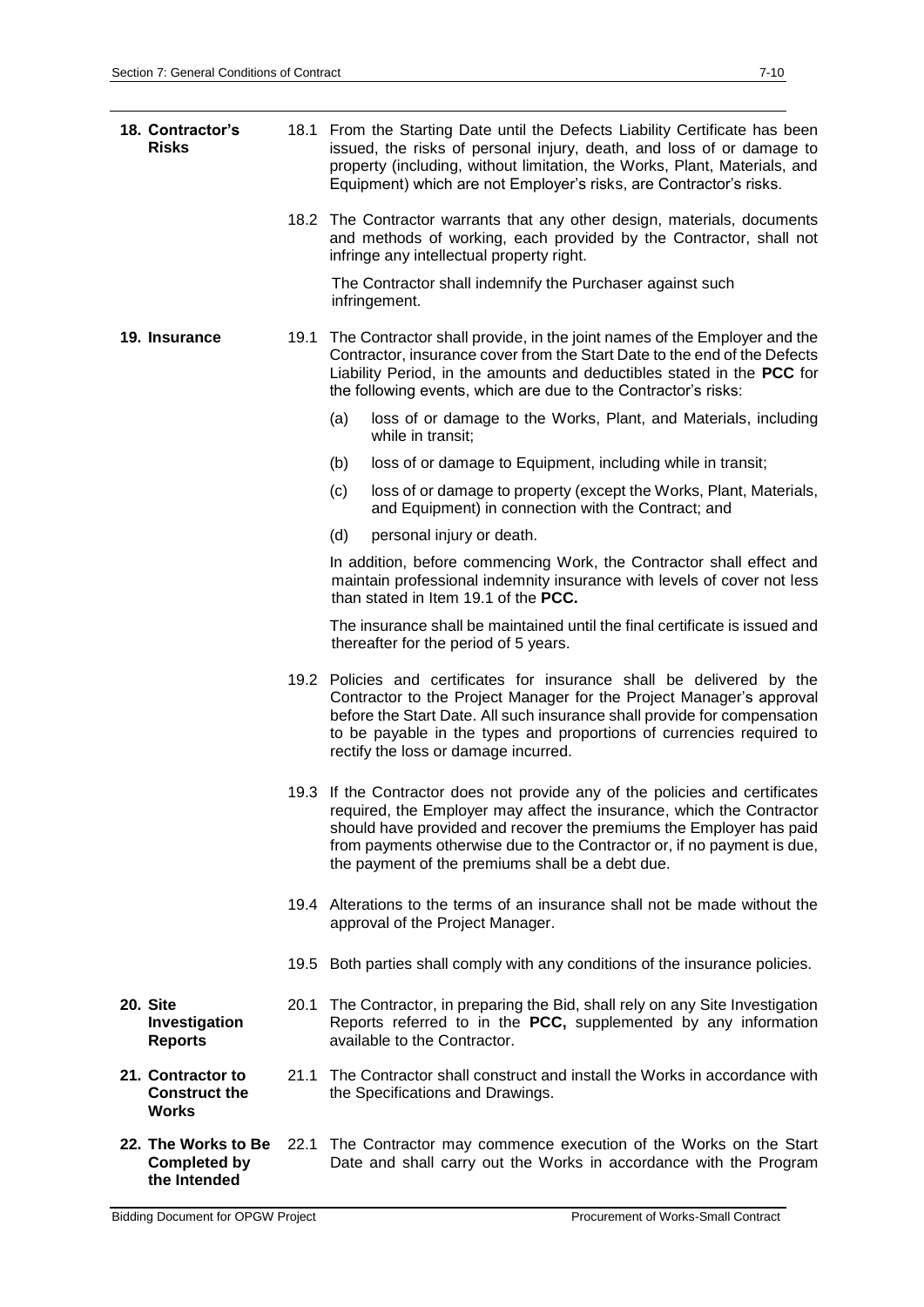**18. Contractor's Risks**

18.1 From the Starting Date until the Defects Liability Certificate has been issued, the risks of personal injury, death, and loss of or damage to property (including, without limitation, the Works, Plant, Materials, and Equipment) which are not Employer's risks, are Contractor's risks.

18.2 The Contractor warrants that any other design, materials, documents and methods of working, each provided by the Contractor, shall not infringe any intellectual property right.

The Contractor shall indemnify the Purchaser against such infringement.

**19. Insurance**

19.1 The Contractor shall provide, in the joint names of the Employer and the Contractor, insurance cover from the Start Date to the end of the Defects Liability Period, in the amounts and deductibles stated in the **PCC** for the following events, which are due to the Contractor's risks:

(a) loss of or damage to the Works, Plant, and Materials, including while in transit;

(b) loss of or damage to Equipment, including while in transit;

(c) loss of or damage to property (except the Works, Plant, Materials, and Equipment) in connection with the Contract; and

(d) personal injury or death.

In addition, before commencing Work, the Contractor shall effect and maintain professional indemnity insurance with levels of cover not less than stated in Item 19.1 of the **PCC.**

The insurance shall be maintained until the final certificate is issued and thereafter for the period of 5 years.

19.2 Policies and certificates for insurance shall be delivered by the Contractor to the Project Manager for the Project Manager's approval before the Start Date. All such insurance shall provide for compensation to be payable in the types and proportions of currencies required to rectify the loss or damage incurred.

19.3 If the Contractor does not provide any of the policies and certificates required, the Employer may affect the insurance, which the Contractor should have provided and recover the premiums the Employer has paid from payments otherwise due to the Contractor or, if no payment is due, the payment of the premiums shall be a debt due.

19.4 Alterations to the terms of an insurance shall not be made without the approval of the Project Manager.

19.5 Both parties shall comply with any conditions of the insurance policies.

**20. Site Investigation Reports**

20.1 The Contractor, in preparing the Bid, shall rely on any Site Investigation Reports referred to in the **PCC,** supplemented by any information available to the Contractor.

**21. Contractor to Construct the Works**

21.1 The Contractor shall construct and install the Works in accordance with the Specifications and Drawings.

**22. The Works to Be Completed by the Intended**

22.1 The Contractor may commence execution of the Works on the Start Date and shall carry out the Works in accordance with the Program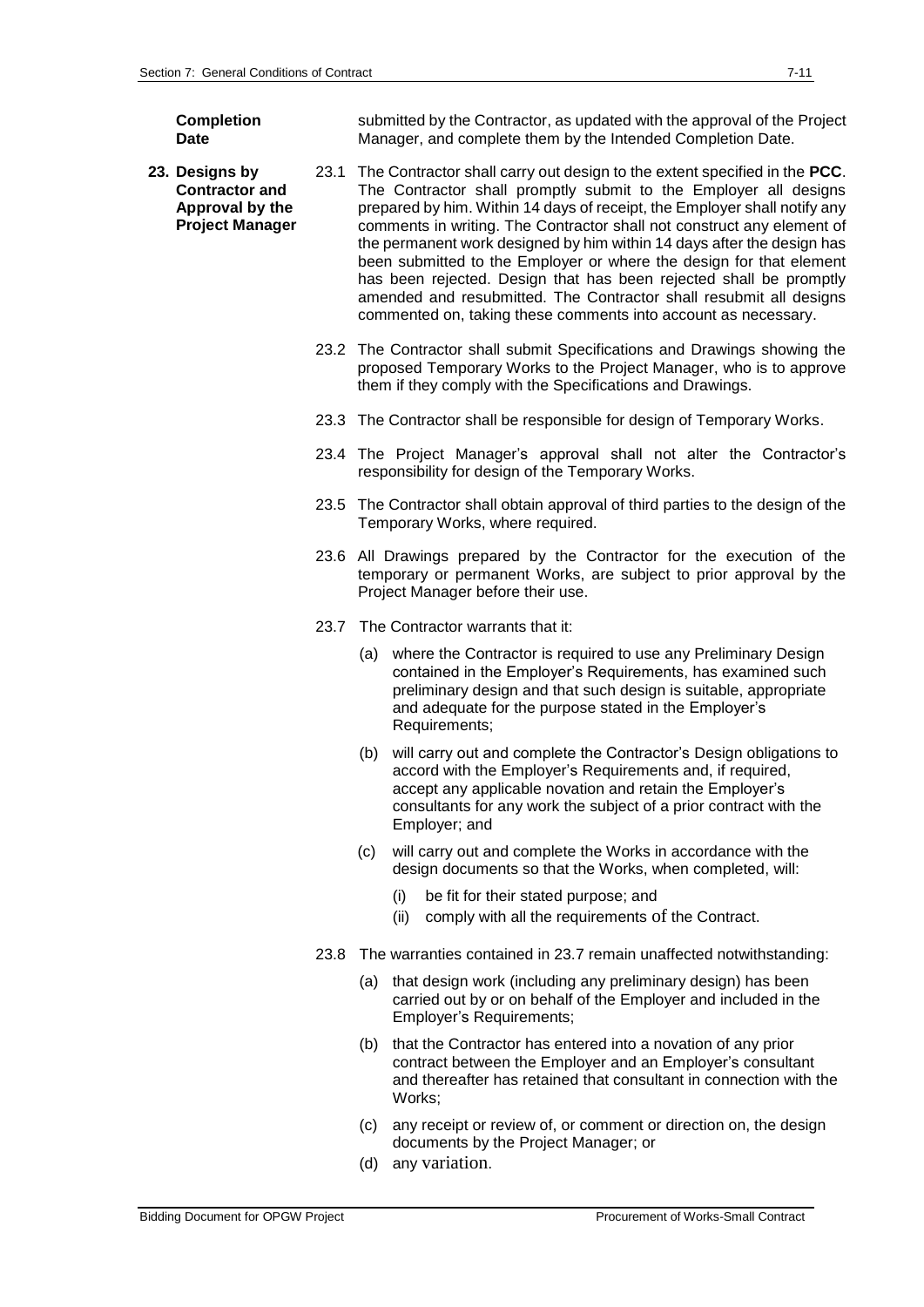**Completion Date**

submitted by the Contractor, as updated with the approval of the Project Manager, and complete them by the Intended Completion Date.

**23. Designs by Contractor and Approval by the Project Manager**

23.1 The Contractor shall carry out design to the extent specified in the **PCC**. The Contractor shall promptly submit to the Employer all designs prepared by him. Within 14 days of receipt, the Employer shall notify any comments in writing. The Contractor shall not construct any element of the permanent work designed by him within 14 days after the design has been submitted to the Employer or where the design for that element has been rejected. Design that has been rejected shall be promptly amended and resubmitted. The Contractor shall resubmit all designs commented on, taking these comments into account as necessary.

23.2 The Contractor shall submit Specifications and Drawings showing the proposed Temporary Works to the Project Manager, who is to approve them if they comply with the Specifications and Drawings.

23.3 The Contractor shall be responsible for design of Temporary Works.

23.4 The Project Manager's approval shall not alter the Contractor's responsibility for design of the Temporary Works.

23.5 The Contractor shall obtain approval of third parties to the design of the Temporary Works, where required.

23.6 All Drawings prepared by the Contractor for the execution of the temporary or permanent Works, are subject to prior approval by the Project Manager before their use.

23.7 The Contractor warrants that it:

(a) where the Contractor is required to use any Preliminary Design contained in the Employer's Requirements, has examined such preliminary design and that such design is suitable, appropriate and adequate for the purpose stated in the Employer's Requirements;

(b) will carry out and complete the Contractor's Design obligations to accord with the Employer's Requirements and, if required, accept any applicable novation and retain the Employer's consultants for any work the subject of a prior contract with the Employer; and

(c) will carry out and complete the Works in accordance with the design documents so that the Works, when completed, will:

(i) be fit for their stated purpose; and

(ii) comply with all the requirements of the Contract.

23.8 The warranties contained in 23.7 remain unaffected notwithstanding:

(a) that design work (including any preliminary design) has been carried out by or on behalf of the Employer and included in the Employer's Requirements;

(b) that the Contractor has entered into a novation of any prior contract between the Employer and an Employer's consultant and thereafter has retained that consultant in connection with the Works;

(c) any receipt or review of, or comment or direction on, the design documents by the Project Manager; or

(d) any variation.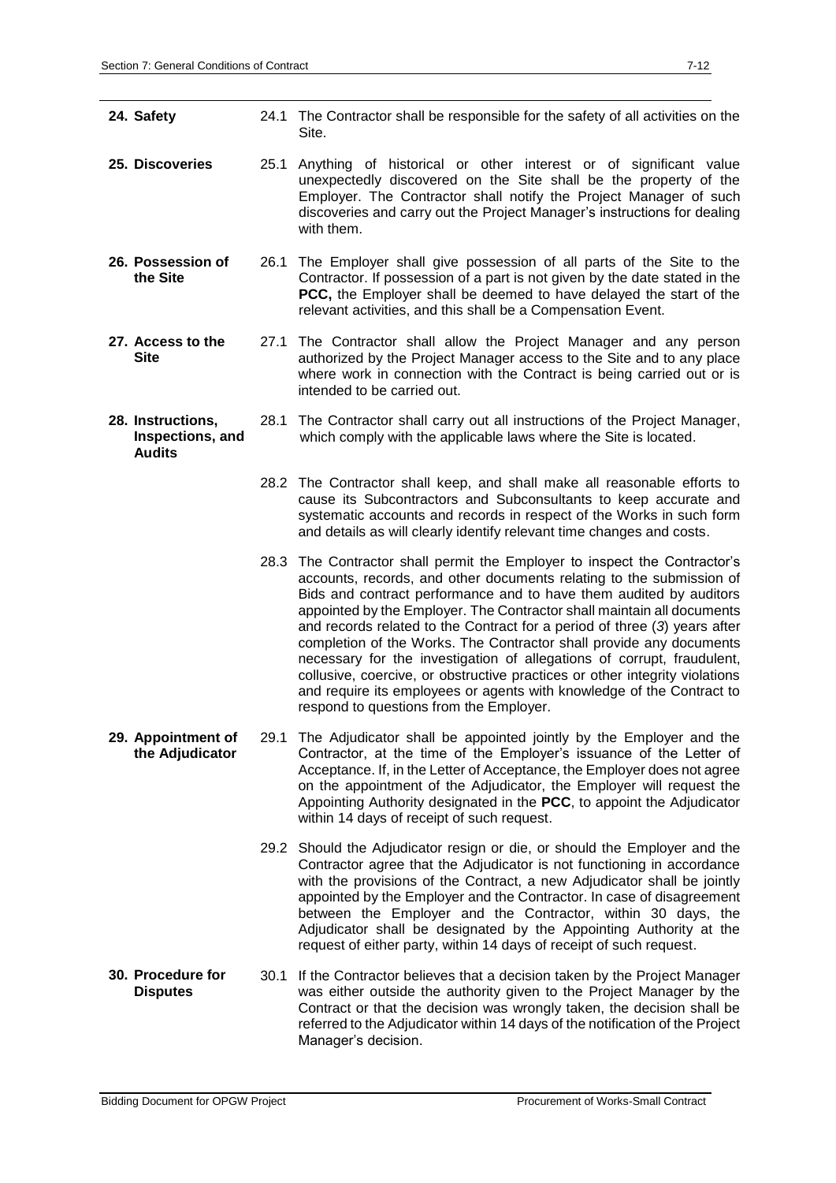**24. Safety**

24.1 The Contractor shall be responsible for the safety of all activities on the Site.

**25. Discoveries**

25.1 Anything of historical or other interest or of significant value unexpectedly discovered on the Site shall be the property of the Employer. The Contractor shall notify the Project Manager of such discoveries and carry out the Project Manager's instructions for dealing with them.

**26. Possession of the Site**

26.1 The Employer shall give possession of all parts of the Site to the Contractor. If possession of a part is not given by the date stated in the **PCC,** the Employer shall be deemed to have delayed the start of the relevant activities, and this shall be a Compensation Event.

**27. Access to the Site**

27.1 The Contractor shall allow the Project Manager and any person authorized by the Project Manager access to the Site and to any place where work in connection with the Contract is being carried out or is intended to be carried out.

**28. Instructions, Inspections, and Audits**

28.1 The Contractor shall carry out all instructions of the Project Manager, which comply with the applicable laws where the Site is located.

28.2 The Contractor shall keep, and shall make all reasonable efforts to cause its Subcontractors and Subconsultants to keep accurate and systematic accounts and records in respect of the Works in such form and details as will clearly identify relevant time changes and costs.

28.3 The Contractor shall permit the Employer to inspect the Contractor's accounts, records, and other documents relating to the submission of Bids and contract performance and to have them audited by auditors appointed by the Employer. The Contractor shall maintain all documents and records related to the Contract for a period of three (*3*) years after completion of the Works. The Contractor shall provide any documents necessary for the investigation of allegations of corrupt, fraudulent, collusive, coercive, or obstructive practices or other integrity violations and require its employees or agents with knowledge of the Contract to respond to questions from the Employer.

**29. Appointment of the Adjudicator**

29.1 The Adjudicator shall be appointed jointly by the Employer and the Contractor, at the time of the Employer's issuance of the Letter of Acceptance. If, in the Letter of Acceptance, the Employer does not agree on the appointment of the Adjudicator, the Employer will request the Appointing Authority designated in the **PCC**, to appoint the Adjudicator within 14 days of receipt of such request.

29.2 Should the Adjudicator resign or die, or should the Employer and the Contractor agree that the Adjudicator is not functioning in accordance with the provisions of the Contract, a new Adjudicator shall be jointly appointed by the Employer and the Contractor. In case of disagreement between the Employer and the Contractor, within 30 days, the Adjudicator shall be designated by the Appointing Authority at the request of either party, within 14 days of receipt of such request.

**30. Procedure for Disputes**

30.1 If the Contractor believes that a decision taken by the Project Manager was either outside the authority given to the Project Manager by the Contract or that the decision was wrongly taken, the decision shall be referred to the Adjudicator within 14 days of the notification of the Project Manager's decision.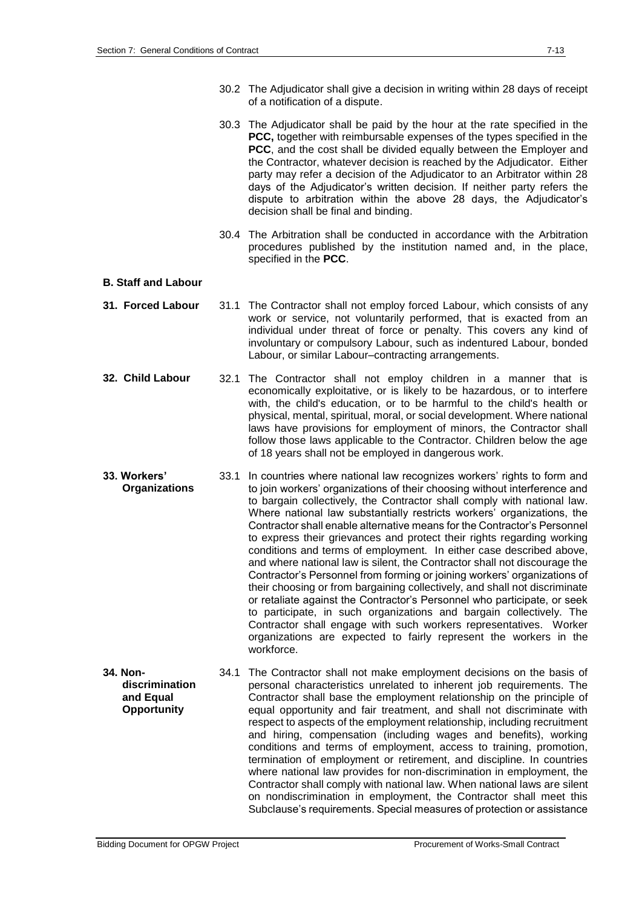30.2 The Adjudicator shall give a decision in writing within 28 days of receipt of a notification of a dispute.

30.3 The Adjudicator shall be paid by the hour at the rate specified in the **PCC,** together with reimbursable expenses of the types specified in the **PCC**, and the cost shall be divided equally between the Employer and the Contractor, whatever decision is reached by the Adjudicator. Either party may refer a decision of the Adjudicator to an Arbitrator within 28 days of the Adjudicator's written decision. If neither party refers the dispute to arbitration within the above 28 days, the Adjudicator's decision shall be final and binding.

30.4 The Arbitration shall be conducted in accordance with the Arbitration procedures published by the institution named and, in the place, specified in the **PCC**.

### B. Staff and Labour

**31. Forced Labour**

31.1 The Contractor shall not employ forced Labour, which consists of any work or service, not voluntarily performed, that is exacted from an individual under threat of force or penalty. This covers any kind of involuntary or compulsory Labour, such as indentured Labour, bonded Labour, or similar Labour–contracting arrangements.

**32. Child Labour**

32.1 The Contractor shall not employ children in a manner that is economically exploitative, or is likely to be hazardous, or to interfere with, the child's education, or to be harmful to the child's health or physical, mental, spiritual, moral, or social development. Where national laws have provisions for employment of minors, the Contractor shall follow those laws applicable to the Contractor. Children below the age of 18 years shall not be employed in dangerous work.

**33. Workers' Organizations**

33.1 In countries where national law recognizes workers' rights to form and to join workers' organizations of their choosing without interference and to bargain collectively, the Contractor shall comply with national law. Where national law substantially restricts workers' organizations, the Contractor shall enable alternative means for the Contractor's Personnel to express their grievances and protect their rights regarding working conditions and terms of employment. In either case described above, and where national law is silent, the Contractor shall not discourage the Contractor's Personnel from forming or joining workers' organizations of their choosing or from bargaining collectively, and shall not discriminate or retaliate against the Contractor's Personnel who participate, or seek to participate, in such organizations and bargain collectively. The Contractor shall engage with such workers representatives. Worker organizations are expected to fairly represent the workers in the workforce.

**34. Non-discrimination and Equal Opportunity**

34.1 The Contractor shall not make employment decisions on the basis of personal characteristics unrelated to inherent job requirements. The Contractor shall base the employment relationship on the principle of equal opportunity and fair treatment, and shall not discriminate with respect to aspects of the employment relationship, including recruitment and hiring, compensation (including wages and benefits), working conditions and terms of employment, access to training, promotion, termination of employment or retirement, and discipline. In countries where national law provides for non-discrimination in employment, the Contractor shall comply with national law. When national laws are silent on nondiscrimination in employment, the Contractor shall meet this Subclause's requirements. Special measures of protection or assistance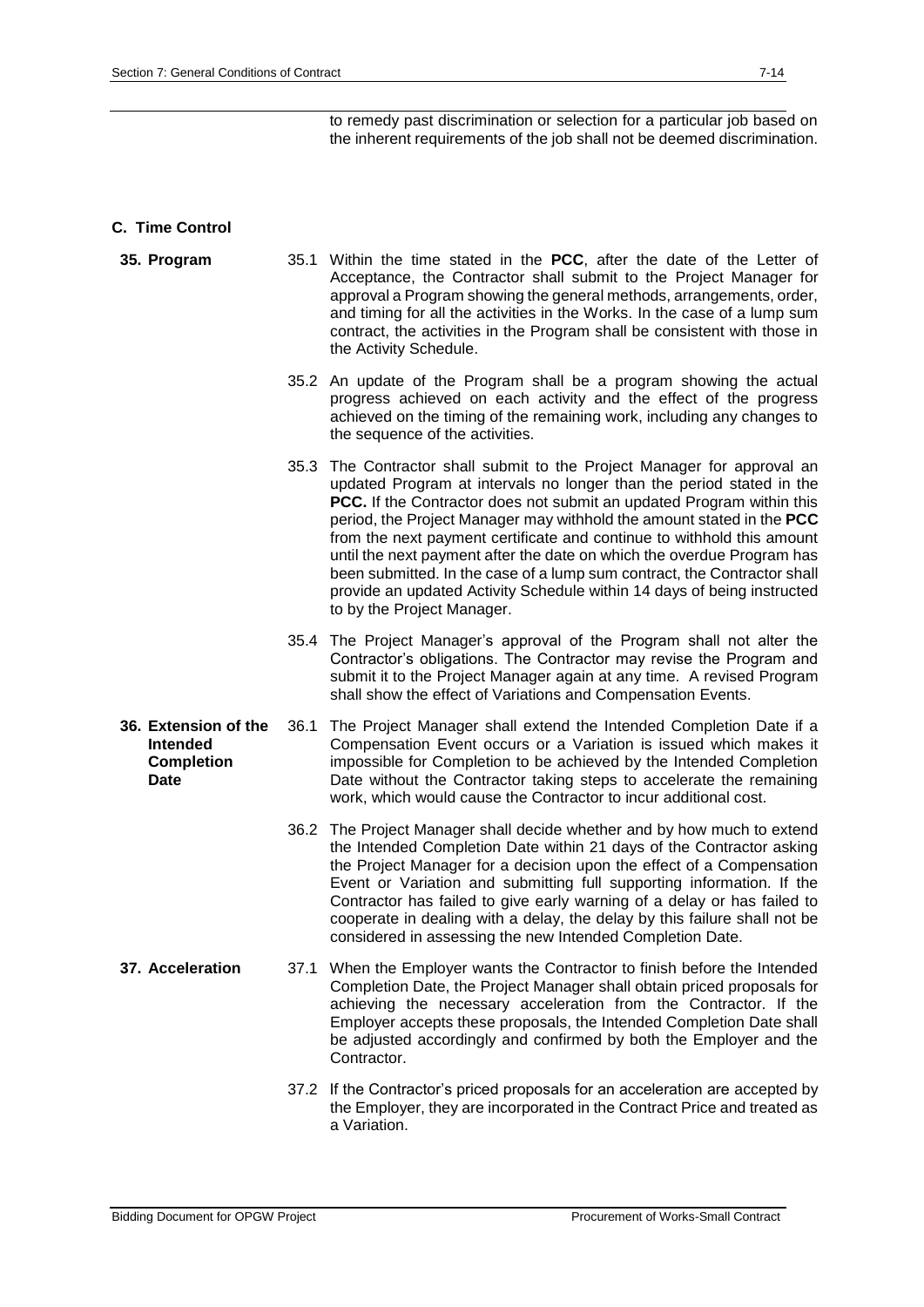to remedy past discrimination or selection for a particular job based on the inherent requirements of the job shall not be deemed discrimination.

## C. Time Control

**35. Program**

35.1 Within the time stated in the **PCC**, after the date of the Letter of Acceptance, the Contractor shall submit to the Project Manager for approval a Program showing the general methods, arrangements, order, and timing for all the activities in the Works. In the case of a lump sum contract, the activities in the Program shall be consistent with those in the Activity Schedule.

35.2 An update of the Program shall be a program showing the actual progress achieved on each activity and the effect of the progress achieved on the timing of the remaining work, including any changes to the sequence of the activities.

35.3 The Contractor shall submit to the Project Manager for approval an updated Program at intervals no longer than the period stated in the **PCC.** If the Contractor does not submit an updated Program within this period, the Project Manager may withhold the amount stated in the **PCC** from the next payment certificate and continue to withhold this amount until the next payment after the date on which the overdue Program has been submitted. In the case of a lump sum contract, the Contractor shall provide an updated Activity Schedule within 14 days of being instructed to by the Project Manager.

35.4 The Project Manager's approval of the Program shall not alter the Contractor's obligations. The Contractor may revise the Program and submit it to the Project Manager again at any time. A revised Program shall show the effect of Variations and Compensation Events.

**36. Extension of the Intended Completion Date**

36.1 The Project Manager shall extend the Intended Completion Date if a Compensation Event occurs or a Variation is issued which makes it impossible for Completion to be achieved by the Intended Completion Date without the Contractor taking steps to accelerate the remaining work, which would cause the Contractor to incur additional cost.

36.2 The Project Manager shall decide whether and by how much to extend the Intended Completion Date within 21 days of the Contractor asking the Project Manager for a decision upon the effect of a Compensation Event or Variation and submitting full supporting information. If the Contractor has failed to give early warning of a delay or has failed to cooperate in dealing with a delay, the delay by this failure shall not be considered in assessing the new Intended Completion Date.

**37. Acceleration**

37.1 When the Employer wants the Contractor to finish before the Intended Completion Date, the Project Manager shall obtain priced proposals for achieving the necessary acceleration from the Contractor. If the Employer accepts these proposals, the Intended Completion Date shall be adjusted accordingly and confirmed by both the Employer and the Contractor.

37.2 If the Contractor's priced proposals for an acceleration are accepted by the Employer, they are incorporated in the Contract Price and treated as a Variation.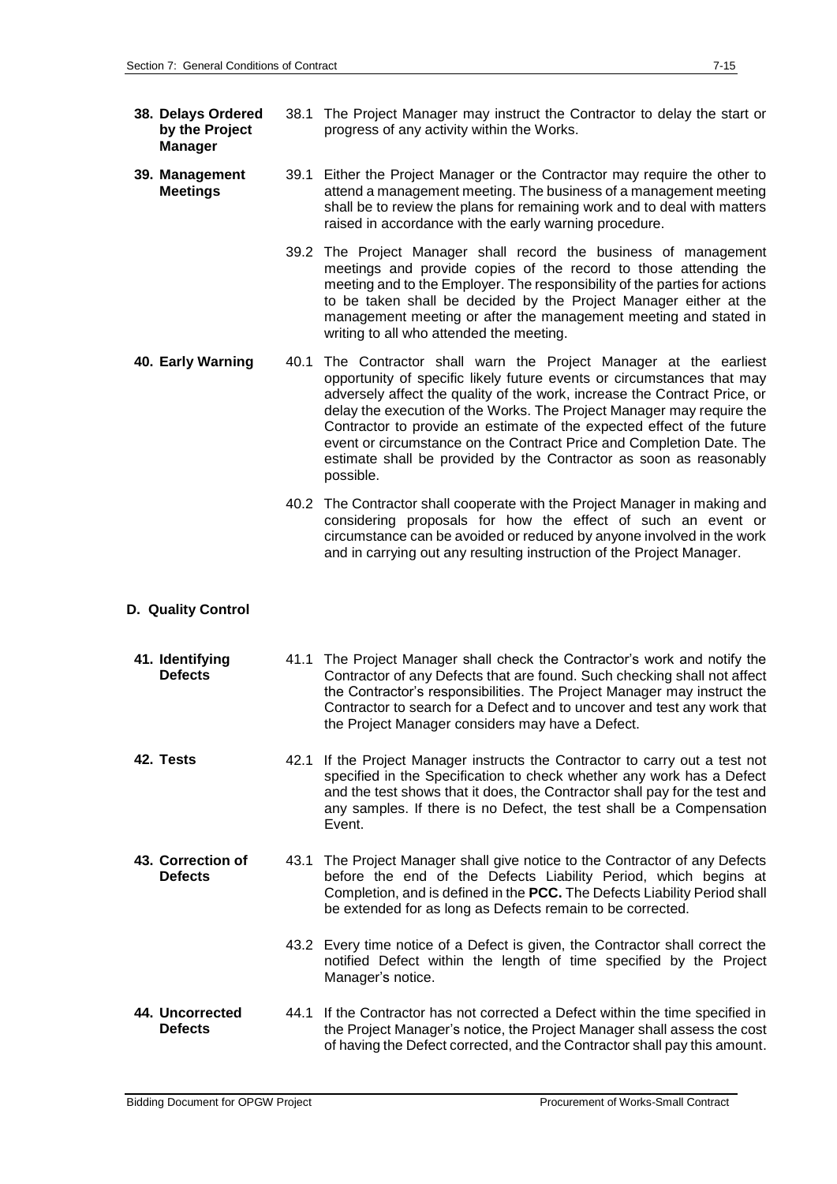**38. Delays Ordered by the Project Manager**

38.1 The Project Manager may instruct the Contractor to delay the start or progress of any activity within the Works.

**39. Management Meetings**

39.1 Either the Project Manager or the Contractor may require the other to attend a management meeting. The business of a management meeting shall be to review the plans for remaining work and to deal with matters raised in accordance with the early warning procedure.

39.2 The Project Manager shall record the business of management meetings and provide copies of the record to those attending the meeting and to the Employer. The responsibility of the parties for actions to be taken shall be decided by the Project Manager either at the management meeting or after the management meeting and stated in writing to all who attended the meeting.

**40. Early Warning**

40.1 The Contractor shall warn the Project Manager at the earliest opportunity of specific likely future events or circumstances that may adversely affect the quality of the work, increase the Contract Price, or delay the execution of the Works. The Project Manager may require the Contractor to provide an estimate of the expected effect of the future event or circumstance on the Contract Price and Completion Date. The estimate shall be provided by the Contractor as soon as reasonably possible.

40.2 The Contractor shall cooperate with the Project Manager in making and considering proposals for how the effect of such an event or circumstance can be avoided or reduced by anyone involved in the work and in carrying out any resulting instruction of the Project Manager.

## D. Quality Control

**41. Identifying Defects**

41.1 The Project Manager shall check the Contractor's work and notify the Contractor of any Defects that are found. Such checking shall not affect the Contractor's responsibilities. The Project Manager may instruct the Contractor to search for a Defect and to uncover and test any work that the Project Manager considers may have a Defect.

**42. Tests**

42.1 If the Project Manager instructs the Contractor to carry out a test not specified in the Specification to check whether any work has a Defect and the test shows that it does, the Contractor shall pay for the test and any samples. If there is no Defect, the test shall be a Compensation Event.

**43. Correction of Defects**

43.1 The Project Manager shall give notice to the Contractor of any Defects before the end of the Defects Liability Period, which begins at Completion, and is defined in the **PCC.** The Defects Liability Period shall be extended for as long as Defects remain to be corrected.

43.2 Every time notice of a Defect is given, the Contractor shall correct the notified Defect within the length of time specified by the Project Manager's notice.

**44. Uncorrected Defects**

44.1 If the Contractor has not corrected a Defect within the time specified in the Project Manager's notice, the Project Manager shall assess the cost of having the Defect corrected, and the Contractor shall pay this amount.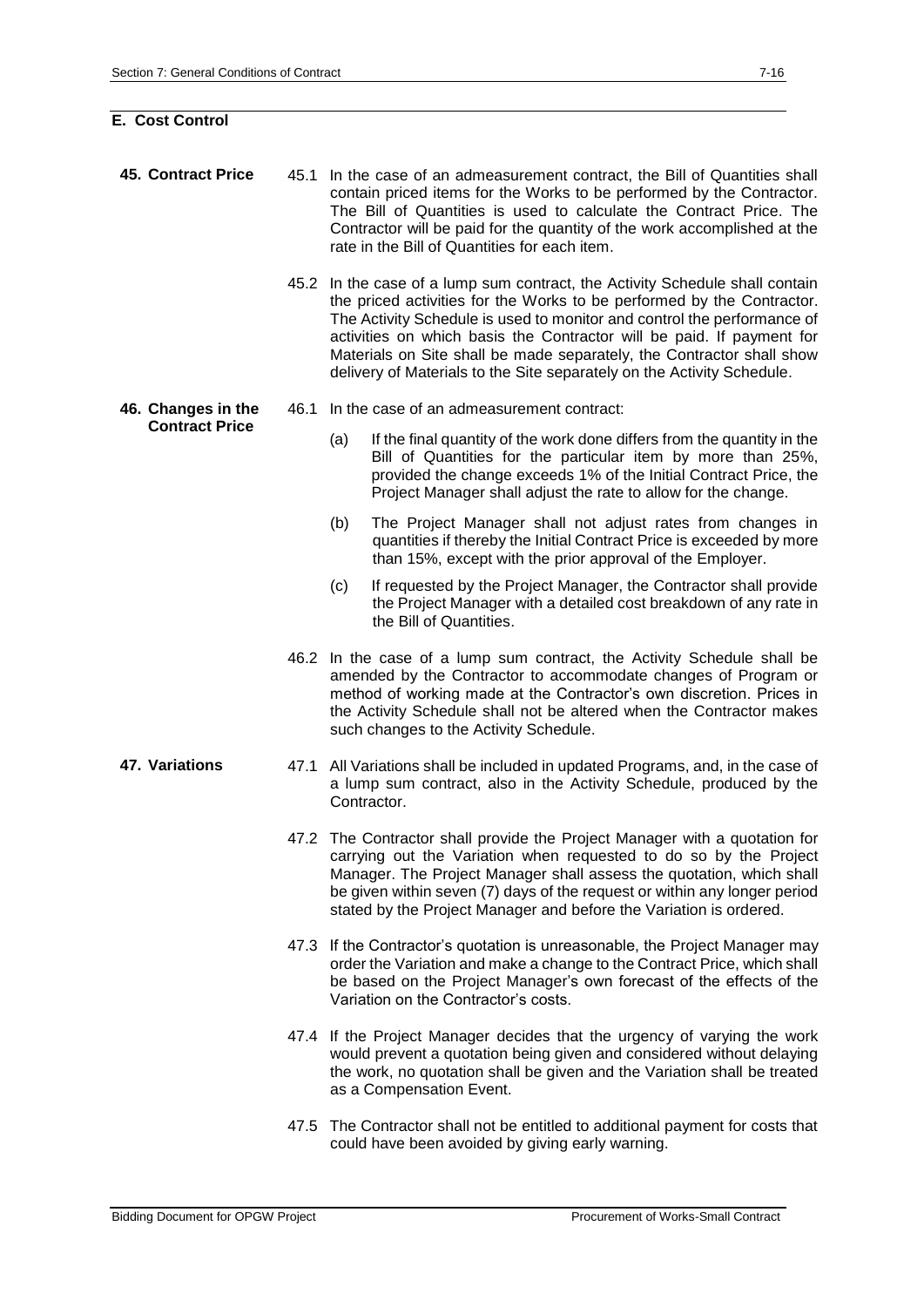## E. Cost Control

**45. Contract Price**

45.1 In the case of an admeasurement contract, the Bill of Quantities shall contain priced items for the Works to be performed by the Contractor. The Bill of Quantities is used to calculate the Contract Price. The Contractor will be paid for the quantity of the work accomplished at the rate in the Bill of Quantities for each item.

45.2 In the case of a lump sum contract, the Activity Schedule shall contain the priced activities for the Works to be performed by the Contractor. The Activity Schedule is used to monitor and control the performance of activities on which basis the Contractor will be paid. If payment for Materials on Site shall be made separately, the Contractor shall show delivery of Materials to the Site separately on the Activity Schedule.

**46. Changes in the Contract Price**

46.1 In the case of an admeasurement contract:

(a) If the final quantity of the work done differs from the quantity in the Bill of Quantities for the particular item by more than 25%, provided the change exceeds 1% of the Initial Contract Price, the Project Manager shall adjust the rate to allow for the change.

(b) The Project Manager shall not adjust rates from changes in quantities if thereby the Initial Contract Price is exceeded by more than 15%, except with the prior approval of the Employer.

(c) If requested by the Project Manager, the Contractor shall provide the Project Manager with a detailed cost breakdown of any rate in the Bill of Quantities.

46.2 In the case of a lump sum contract, the Activity Schedule shall be amended by the Contractor to accommodate changes of Program or method of working made at the Contractor's own discretion. Prices in the Activity Schedule shall not be altered when the Contractor makes such changes to the Activity Schedule.

**47. Variations**

47.1 All Variations shall be included in updated Programs, and, in the case of a lump sum contract, also in the Activity Schedule, produced by the Contractor.

47.2 The Contractor shall provide the Project Manager with a quotation for carrying out the Variation when requested to do so by the Project Manager. The Project Manager shall assess the quotation, which shall be given within seven (7) days of the request or within any longer period stated by the Project Manager and before the Variation is ordered.

47.3 If the Contractor's quotation is unreasonable, the Project Manager may order the Variation and make a change to the Contract Price, which shall be based on the Project Manager's own forecast of the effects of the Variation on the Contractor's costs.

47.4 If the Project Manager decides that the urgency of varying the work would prevent a quotation being given and considered without delaying the work, no quotation shall be given and the Variation shall be treated as a Compensation Event.

47.5 The Contractor shall not be entitled to additional payment for costs that could have been avoided by giving early warning.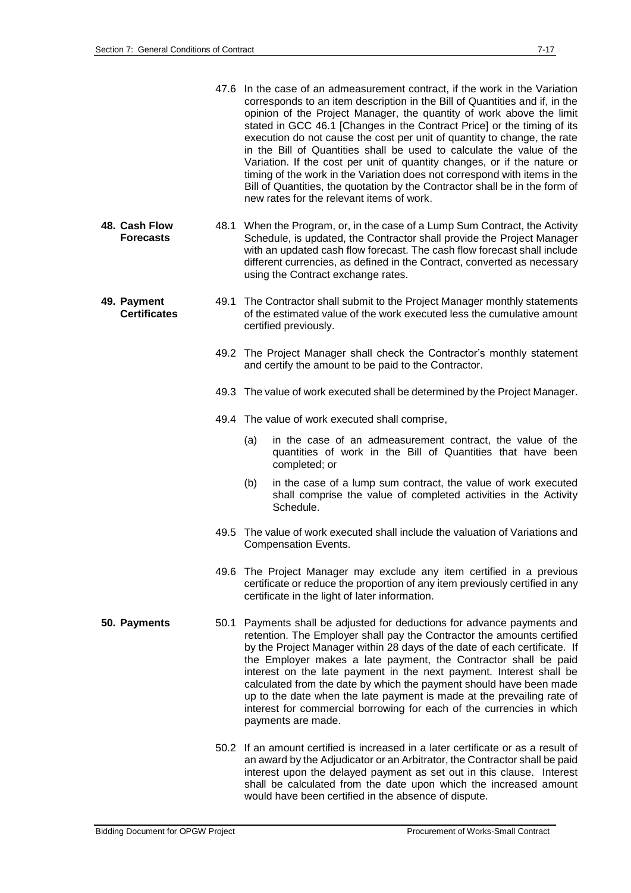47.6 In the case of an admeasurement contract, if the work in the Variation corresponds to an item description in the Bill of Quantities and if, in the opinion of the Project Manager, the quantity of work above the limit stated in GCC 46.1 [Changes in the Contract Price] or the timing of its execution do not cause the cost per unit of quantity to change, the rate in the Bill of Quantities shall be used to calculate the value of the Variation. If the cost per unit of quantity changes, or if the nature or timing of the work in the Variation does not correspond with items in the Bill of Quantities, the quotation by the Contractor shall be in the form of new rates for the relevant items of work.

**48. Cash Flow Forecasts**

48.1 When the Program, or, in the case of a Lump Sum Contract, the Activity Schedule, is updated, the Contractor shall provide the Project Manager with an updated cash flow forecast. The cash flow forecast shall include different currencies, as defined in the Contract, converted as necessary using the Contract exchange rates.

**49. Payment Certificates**

49.1 The Contractor shall submit to the Project Manager monthly statements of the estimated value of the work executed less the cumulative amount certified previously.

49.2 The Project Manager shall check the Contractor's monthly statement and certify the amount to be paid to the Contractor.

49.3 The value of work executed shall be determined by the Project Manager.

49.4 The value of work executed shall comprise,

(a) in the case of an admeasurement contract, the value of the quantities of work in the Bill of Quantities that have been completed; or

(b) in the case of a lump sum contract, the value of work executed shall comprise the value of completed activities in the Activity Schedule.

49.5 The value of work executed shall include the valuation of Variations and Compensation Events.

49.6 The Project Manager may exclude any item certified in a previous certificate or reduce the proportion of any item previously certified in any certificate in the light of later information.

**50. Payments**

50.1 Payments shall be adjusted for deductions for advance payments and retention. The Employer shall pay the Contractor the amounts certified by the Project Manager within 28 days of the date of each certificate. If the Employer makes a late payment, the Contractor shall be paid interest on the late payment in the next payment. Interest shall be calculated from the date by which the payment should have been made up to the date when the late payment is made at the prevailing rate of interest for commercial borrowing for each of the currencies in which payments are made.

50.2 If an amount certified is increased in a later certificate or as a result of an award by the Adjudicator or an Arbitrator, the Contractor shall be paid interest upon the delayed payment as set out in this clause. Interest shall be calculated from the date upon which the increased amount would have been certified in the absence of dispute.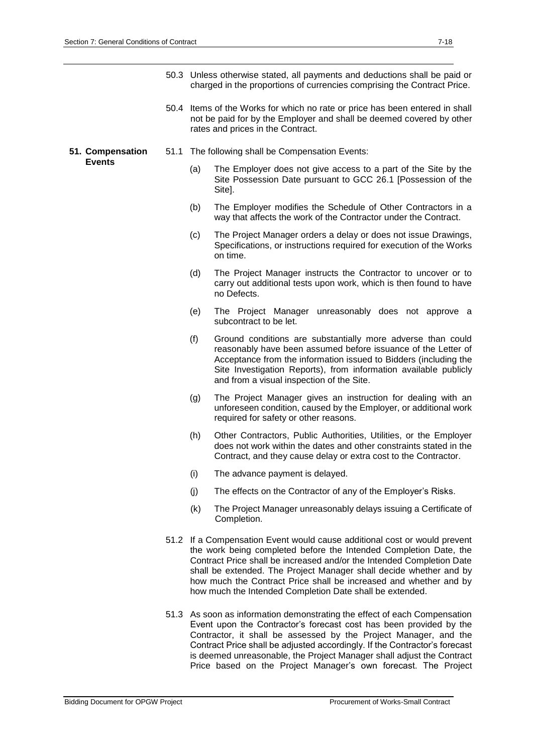50.3 Unless otherwise stated, all payments and deductions shall be paid or charged in the proportions of currencies comprising the Contract Price.

50.4 Items of the Works for which no rate or price has been entered in shall not be paid for by the Employer and shall be deemed covered by other rates and prices in the Contract.

**51. Compensation Events**

51.1 The following shall be Compensation Events:

(a) The Employer does not give access to a part of the Site by the Site Possession Date pursuant to GCC 26.1 [Possession of the Site].

(b) The Employer modifies the Schedule of Other Contractors in a way that affects the work of the Contractor under the Contract.

(c) The Project Manager orders a delay or does not issue Drawings, Specifications, or instructions required for execution of the Works on time.

(d) The Project Manager instructs the Contractor to uncover or to carry out additional tests upon work, which is then found to have no Defects.

(e) The Project Manager unreasonably does not approve a subcontract to be let.

(f) Ground conditions are substantially more adverse than could reasonably have been assumed before issuance of the Letter of Acceptance from the information issued to Bidders (including the Site Investigation Reports), from information available publicly and from a visual inspection of the Site.

(g) The Project Manager gives an instruction for dealing with an unforeseen condition, caused by the Employer, or additional work required for safety or other reasons.

(h) Other Contractors, Public Authorities, Utilities, or the Employer does not work within the dates and other constraints stated in the Contract, and they cause delay or extra cost to the Contractor.

(i) The advance payment is delayed.

(j) The effects on the Contractor of any of the Employer's Risks.

(k) The Project Manager unreasonably delays issuing a Certificate of Completion.

51.2 If a Compensation Event would cause additional cost or would prevent the work being completed before the Intended Completion Date, the Contract Price shall be increased and/or the Intended Completion Date shall be extended. The Project Manager shall decide whether and by how much the Contract Price shall be increased and whether and by how much the Intended Completion Date shall be extended.

51.3 As soon as information demonstrating the effect of each Compensation Event upon the Contractor's forecast cost has been provided by the Contractor, it shall be assessed by the Project Manager, and the Contract Price shall be adjusted accordingly. If the Contractor's forecast is deemed unreasonable, the Project Manager shall adjust the Contract Price based on the Project Manager's own forecast. The Project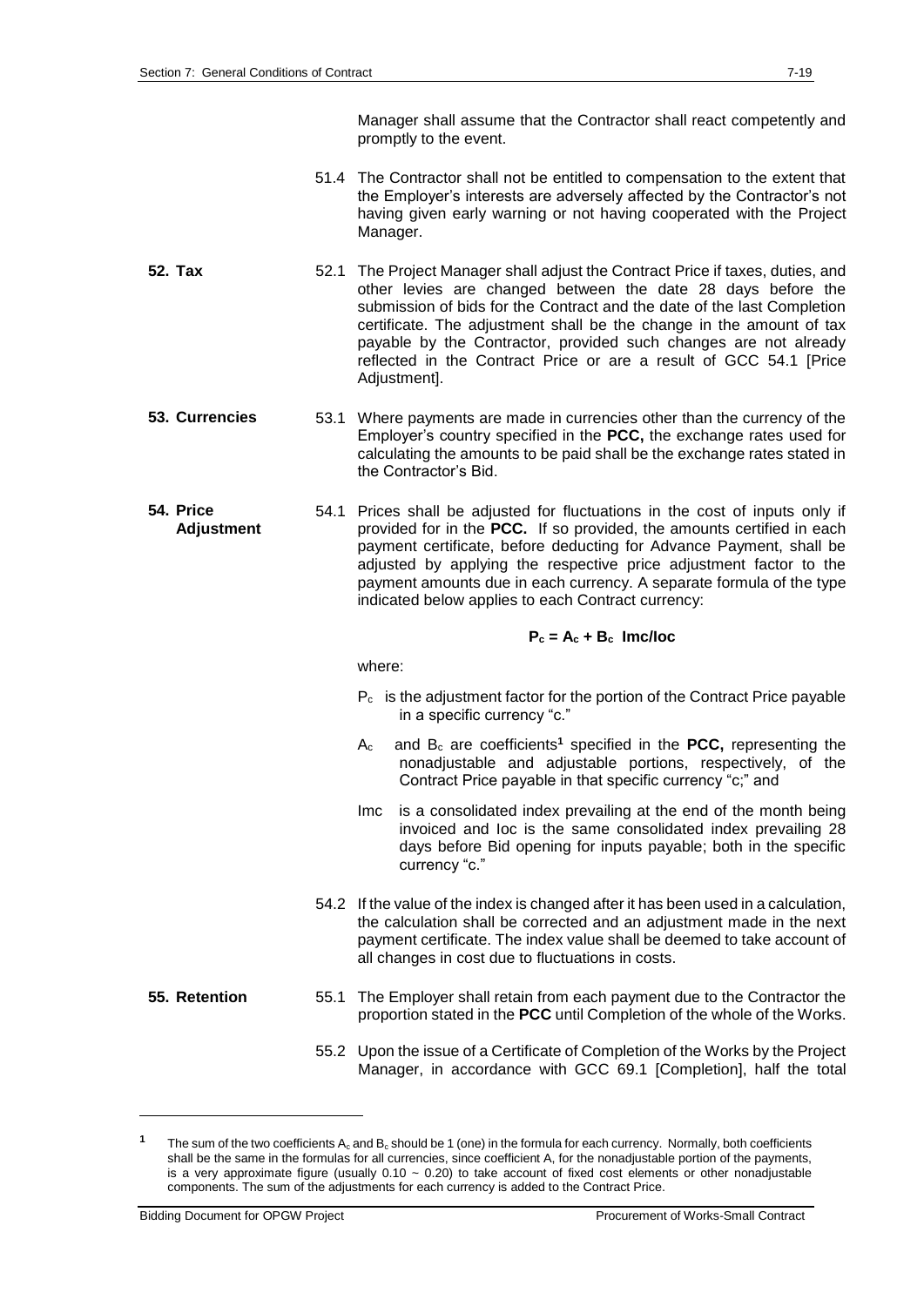Manager shall assume that the Contractor shall react competently and promptly to the event.

51.4 The Contractor shall not be entitled to compensation to the extent that the Employer's interests are adversely affected by the Contractor's not having given early warning or not having cooperated with the Project Manager.

**52. Tax**

52.1 The Project Manager shall adjust the Contract Price if taxes, duties, and other levies are changed between the date 28 days before the submission of bids for the Contract and the date of the last Completion certificate. The adjustment shall be the change in the amount of tax payable by the Contractor, provided such changes are not already reflected in the Contract Price or are a result of GCC 54.1 [Price Adjustment].

**53. Currencies**

53.1 Where payments are made in currencies other than the currency of the Employer's country specified in the **PCC,** the exchange rates used for calculating the amounts to be paid shall be the exchange rates stated in the Contractor's Bid.

**54. Price Adjustment**

54.1 Prices shall be adjusted for fluctuations in the cost of inputs only if provided for in the **PCC.** If so provided, the amounts certified in each payment certificate, before deducting for Advance Payment, shall be adjusted by applying the respective price adjustment factor to the payment amounts due in each currency. A separate formula of the type indicated below applies to each Contract currency:

$$P_c = A_c + B_c \; Imc/Ioc$$

where:

- $P_c$ is the adjustment factor for the portion of the Contract Price payable in a specific currency "c."
- $A_c$ and $B_c$ are coefficients[1] specified in the **PCC,** representing the nonadjustable and adjustable portions, respectively, of the Contract Price payable in that specific currency "c;" and
- Imc is a consolidated index prevailing at the end of the month being invoiced and Ioc is the same consolidated index prevailing 28 days before Bid opening for inputs payable; both in the specific currency "c."

54.2 If the value of the index is changed after it has been used in a calculation, the calculation shall be corrected and an adjustment made in the next payment certificate. The index value shall be deemed to take account of all changes in cost due to fluctuations in costs.

**55. Retention**

55.1 The Employer shall retain from each payment due to the Contractor the proportion stated in the **PCC** until Completion of the whole of the Works.

55.2 Upon the issue of a Certificate of Completion of the Works by the Project Manager, in accordance with GCC 69.1 [Completion], half the total

---

[1] The sum of the two coefficients $A_c$ and $B_c$ should be 1 (one) in the formula for each currency. Normally, both coefficients shall be the same in the formulas for all currencies, since coefficient A, for the nonadjustable portion of the payments, is a very approximate figure (usually 0.10 ~ 0.20) to take account of fixed cost elements or other nonadjustable components. The sum of the adjustments for each currency is added to the Contract Price.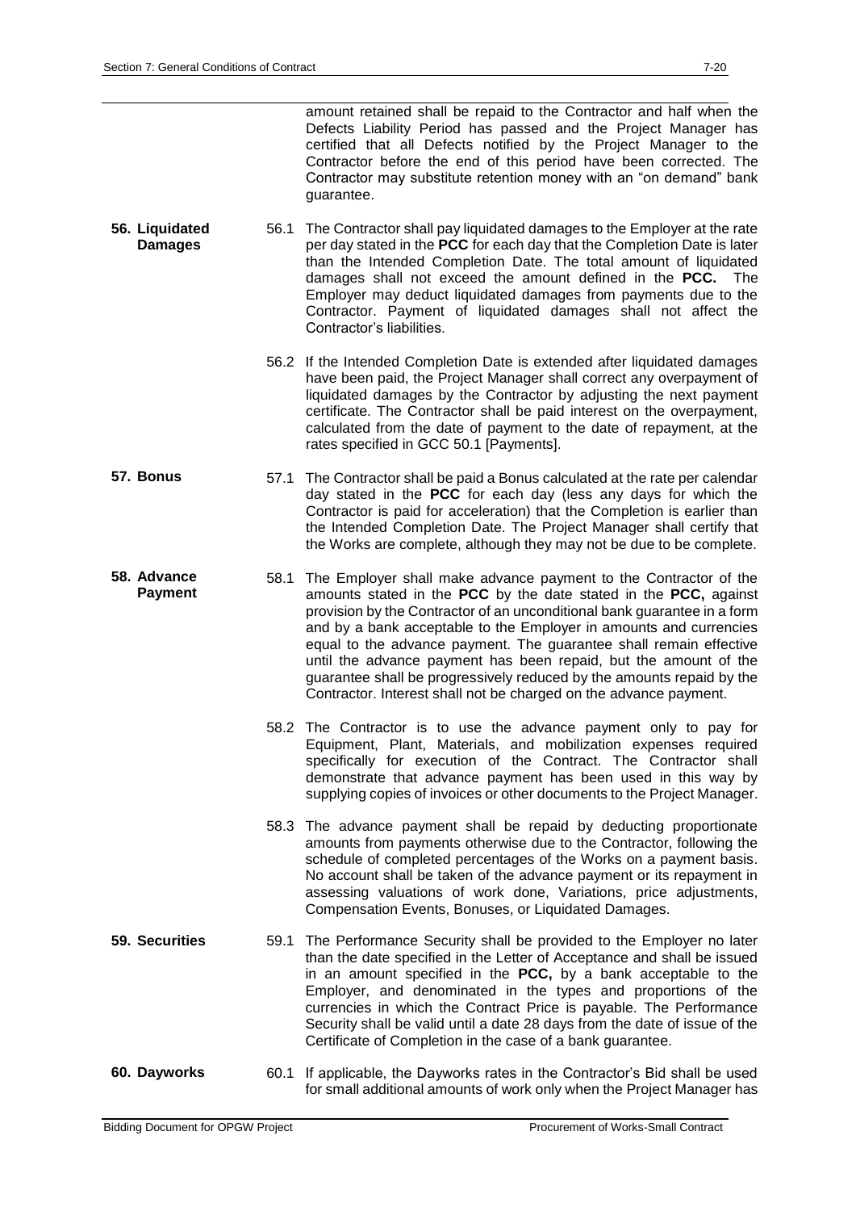amount retained shall be repaid to the Contractor and half when the Defects Liability Period has passed and the Project Manager has certified that all Defects notified by the Project Manager to the Contractor before the end of this period have been corrected. The Contractor may substitute retention money with an "on demand" bank guarantee.

**56. Liquidated Damages**

56.1 The Contractor shall pay liquidated damages to the Employer at the rate per day stated in the **PCC** for each day that the Completion Date is later than the Intended Completion Date. The total amount of liquidated damages shall not exceed the amount defined in the **PCC.** The Employer may deduct liquidated damages from payments due to the Contractor. Payment of liquidated damages shall not affect the Contractor's liabilities.

56.2 If the Intended Completion Date is extended after liquidated damages have been paid, the Project Manager shall correct any overpayment of liquidated damages by the Contractor by adjusting the next payment certificate. The Contractor shall be paid interest on the overpayment, calculated from the date of payment to the date of repayment, at the rates specified in GCC 50.1 [Payments].

**57. Bonus**

57.1 The Contractor shall be paid a Bonus calculated at the rate per calendar day stated in the **PCC** for each day (less any days for which the Contractor is paid for acceleration) that the Completion is earlier than the Intended Completion Date. The Project Manager shall certify that the Works are complete, although they may not be due to be complete.

**58. Advance Payment**

58.1 The Employer shall make advance payment to the Contractor of the amounts stated in the **PCC** by the date stated in the **PCC,** against provision by the Contractor of an unconditional bank guarantee in a form and by a bank acceptable to the Employer in amounts and currencies equal to the advance payment. The guarantee shall remain effective until the advance payment has been repaid, but the amount of the guarantee shall be progressively reduced by the amounts repaid by the Contractor. Interest shall not be charged on the advance payment.

58.2 The Contractor is to use the advance payment only to pay for Equipment, Plant, Materials, and mobilization expenses required specifically for execution of the Contract. The Contractor shall demonstrate that advance payment has been used in this way by supplying copies of invoices or other documents to the Project Manager.

58.3 The advance payment shall be repaid by deducting proportionate amounts from payments otherwise due to the Contractor, following the schedule of completed percentages of the Works on a payment basis. No account shall be taken of the advance payment or its repayment in assessing valuations of work done, Variations, price adjustments, Compensation Events, Bonuses, or Liquidated Damages.

**59. Securities**

59.1 The Performance Security shall be provided to the Employer no later than the date specified in the Letter of Acceptance and shall be issued in an amount specified in the **PCC,** by a bank acceptable to the Employer, and denominated in the types and proportions of the currencies in which the Contract Price is payable. The Performance Security shall be valid until a date 28 days from the date of issue of the Certificate of Completion in the case of a bank guarantee.

**60. Dayworks**

60.1 If applicable, the Dayworks rates in the Contractor's Bid shall be used for small additional amounts of work only when the Project Manager has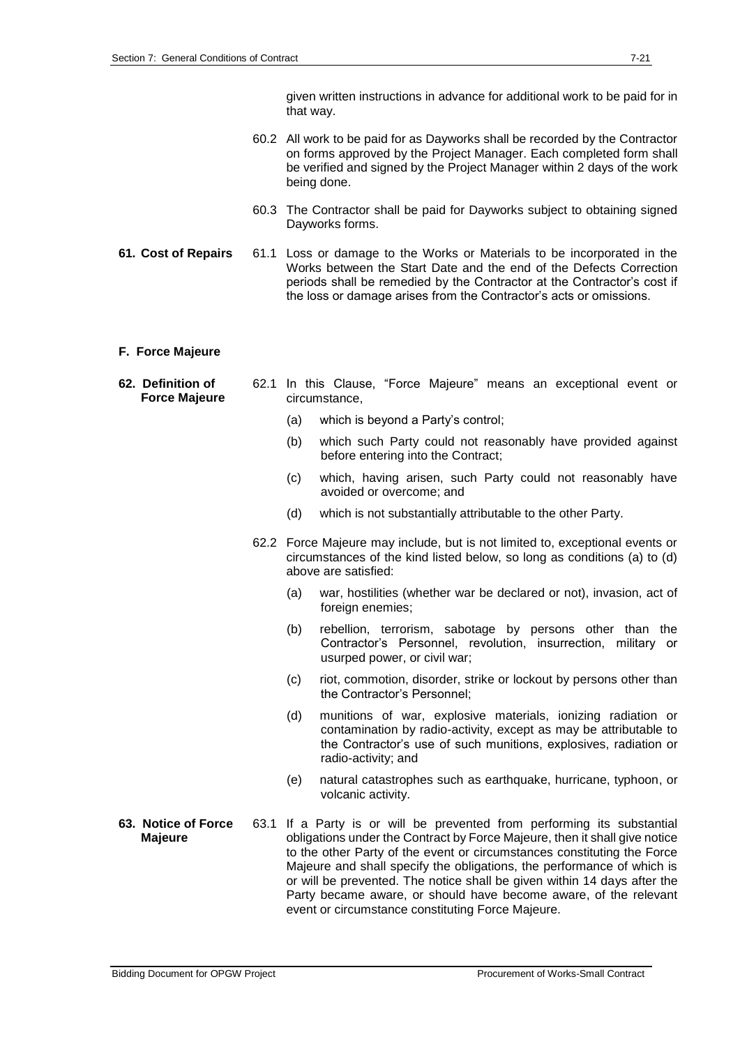given written instructions in advance for additional work to be paid for in that way.

60.2 All work to be paid for as Dayworks shall be recorded by the Contractor on forms approved by the Project Manager. Each completed form shall be verified and signed by the Project Manager within 2 days of the work being done.

60.3 The Contractor shall be paid for Dayworks subject to obtaining signed Dayworks forms.

**61. Cost of Repairs**

61.1 Loss or damage to the Works or Materials to be incorporated in the Works between the Start Date and the end of the Defects Correction periods shall be remedied by the Contractor at the Contractor's cost if the loss or damage arises from the Contractor's acts or omissions.

## F. Force Majeure

**62. Definition of Force Majeure**

62.1 In this Clause, "Force Majeure" means an exceptional event or circumstance,

(a) which is beyond a Party's control;

(b) which such Party could not reasonably have provided against before entering into the Contract;

(c) which, having arisen, such Party could not reasonably have avoided or overcome; and

(d) which is not substantially attributable to the other Party.

62.2 Force Majeure may include, but is not limited to, exceptional events or circumstances of the kind listed below, so long as conditions (a) to (d) above are satisfied:

(a) war, hostilities (whether war be declared or not), invasion, act of foreign enemies;

(b) rebellion, terrorism, sabotage by persons other than the Contractor's Personnel, revolution, insurrection, military or usurped power, or civil war;

(c) riot, commotion, disorder, strike or lockout by persons other than the Contractor's Personnel;

(d) munitions of war, explosive materials, ionizing radiation or contamination by radio-activity, except as may be attributable to the Contractor's use of such munitions, explosives, radiation or radio-activity; and

(e) natural catastrophes such as earthquake, hurricane, typhoon, or volcanic activity.

**63. Notice of Force Majeure**

63.1 If a Party is or will be prevented from performing its substantial obligations under the Contract by Force Majeure, then it shall give notice to the other Party of the event or circumstances constituting the Force Majeure and shall specify the obligations, the performance of which is or will be prevented. The notice shall be given within 14 days after the Party became aware, or should have become aware, of the relevant event or circumstance constituting Force Majeure.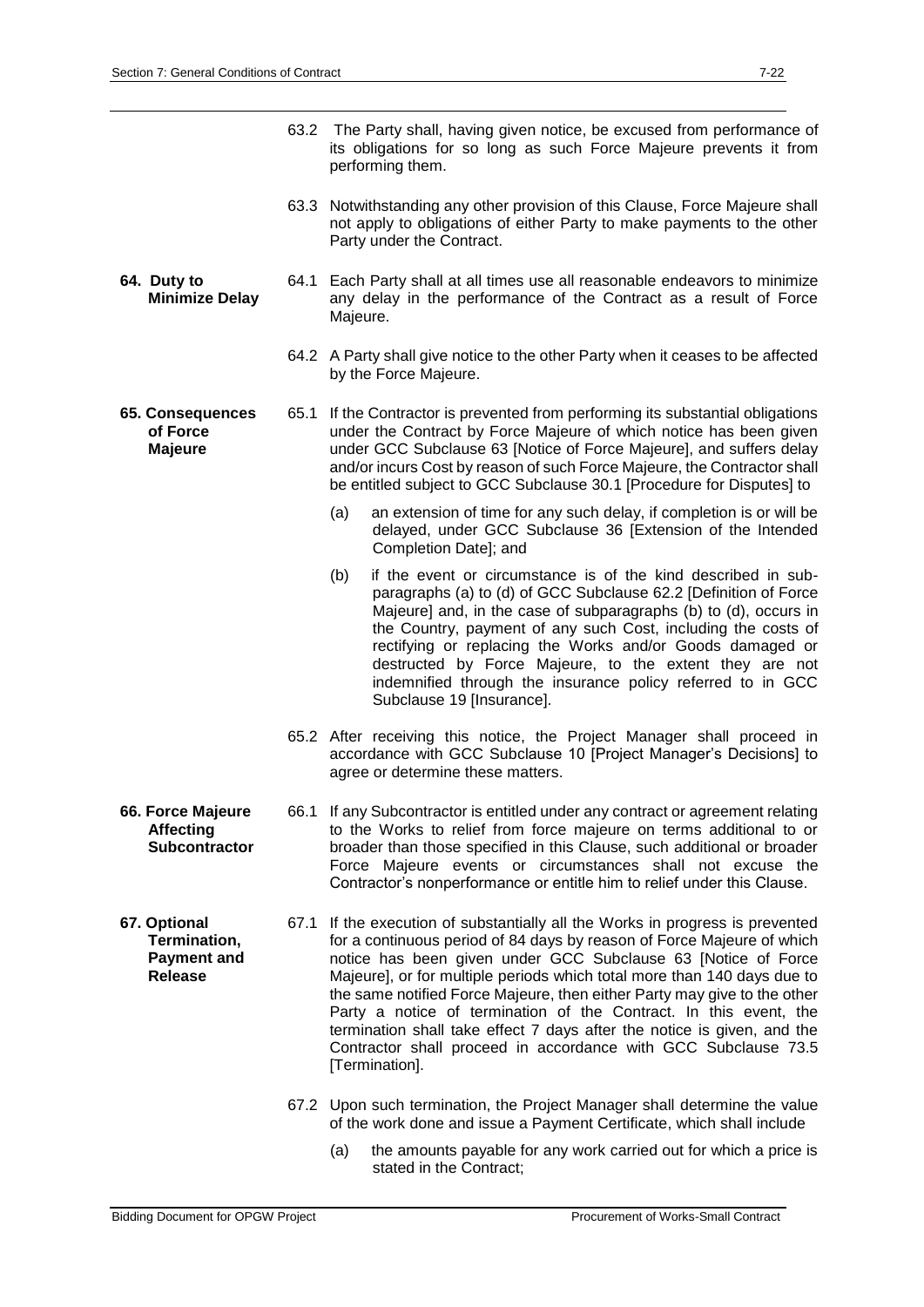63.2 The Party shall, having given notice, be excused from performance of its obligations for so long as such Force Majeure prevents it from performing them.

63.3 Notwithstanding any other provision of this Clause, Force Majeure shall not apply to obligations of either Party to make payments to the other Party under the Contract.

**64. Duty to Minimize Delay**

64.1 Each Party shall at all times use all reasonable endeavors to minimize any delay in the performance of the Contract as a result of Force Majeure.

64.2 A Party shall give notice to the other Party when it ceases to be affected by the Force Majeure.

**65. Consequences of Force Majeure**

65.1 If the Contractor is prevented from performing its substantial obligations under the Contract by Force Majeure of which notice has been given under GCC Subclause 63 [Notice of Force Majeure], and suffers delay and/or incurs Cost by reason of such Force Majeure, the Contractor shall be entitled subject to GCC Subclause 30.1 [Procedure for Disputes] to

(a) an extension of time for any such delay, if completion is or will be delayed, under GCC Subclause 36 [Extension of the Intended Completion Date]; and

(b) if the event or circumstance is of the kind described in sub-paragraphs (a) to (d) of GCC Subclause 62.2 [Definition of Force Majeure] and, in the case of subparagraphs (b) to (d), occurs in the Country, payment of any such Cost, including the costs of rectifying or replacing the Works and/or Goods damaged or destructed by Force Majeure, to the extent they are not indemnified through the insurance policy referred to in GCC Subclause 19 [Insurance].

65.2 After receiving this notice, the Project Manager shall proceed in accordance with GCC Subclause 10 [Project Manager's Decisions] to agree or determine these matters.

**66. Force Majeure Affecting Subcontractor**

66.1 If any Subcontractor is entitled under any contract or agreement relating to the Works to relief from force majeure on terms additional to or broader than those specified in this Clause, such additional or broader Force Majeure events or circumstances shall not excuse the Contractor's nonperformance or entitle him to relief under this Clause.

**67. Optional Termination, Payment and Release**

67.1 If the execution of substantially all the Works in progress is prevented for a continuous period of 84 days by reason of Force Majeure of which notice has been given under GCC Subclause 63 [Notice of Force Majeure], or for multiple periods which total more than 140 days due to the same notified Force Majeure, then either Party may give to the other Party a notice of termination of the Contract. In this event, the termination shall take effect 7 days after the notice is given, and the Contractor shall proceed in accordance with GCC Subclause 73.5 [Termination].

67.2 Upon such termination, the Project Manager shall determine the value of the work done and issue a Payment Certificate, which shall include

(a) the amounts payable for any work carried out for which a price is stated in the Contract;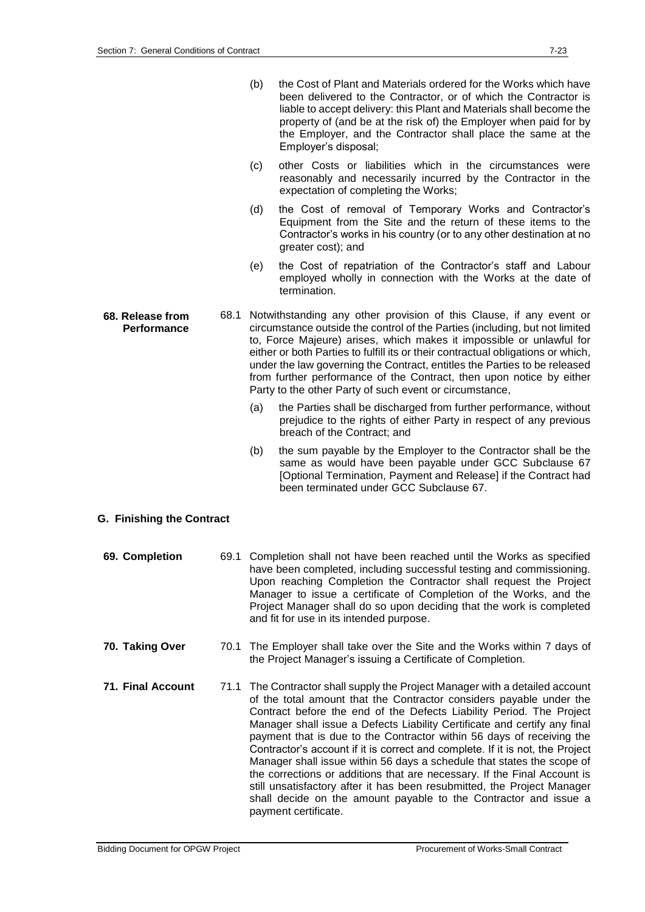(b) the Cost of Plant and Materials ordered for the Works which have been delivered to the Contractor, or of which the Contractor is liable to accept delivery: this Plant and Materials shall become the property of (and be at the risk of) the Employer when paid for by the Employer, and the Contractor shall place the same at the Employer's disposal;

(c) other Costs or liabilities which in the circumstances were reasonably and necessarily incurred by the Contractor in the expectation of completing the Works;

(d) the Cost of removal of Temporary Works and Contractor's Equipment from the Site and the return of these items to the Contractor's works in his country (or to any other destination at no greater cost); and

(e) the Cost of repatriation of the Contractor's staff and Labour employed wholly in connection with the Works at the date of termination.

**68. Release from Performance**

68.1 Notwithstanding any other provision of this Clause, if any event or circumstance outside the control of the Parties (including, but not limited to, Force Majeure) arises, which makes it impossible or unlawful for either or both Parties to fulfill its or their contractual obligations or which, under the law governing the Contract, entitles the Parties to be released from further performance of the Contract, then upon notice by either Party to the other Party of such event or circumstance,

(a) the Parties shall be discharged from further performance, without prejudice to the rights of either Party in respect of any previous breach of the Contract; and

(b) the sum payable by the Employer to the Contractor shall be the same as would have been payable under GCC Subclause 67 [Optional Termination, Payment and Release] if the Contract had been terminated under GCC Subclause 67.

## G. Finishing the Contract

**69. Completion**

69.1 Completion shall not have been reached until the Works as specified have been completed, including successful testing and commissioning. Upon reaching Completion the Contractor shall request the Project Manager to issue a certificate of Completion of the Works, and the Project Manager shall do so upon deciding that the work is completed and fit for use in its intended purpose.

**70. Taking Over**

70.1 The Employer shall take over the Site and the Works within 7 days of the Project Manager's issuing a Certificate of Completion.

**71. Final Account**

71.1 The Contractor shall supply the Project Manager with a detailed account of the total amount that the Contractor considers payable under the Contract before the end of the Defects Liability Period. The Project Manager shall issue a Defects Liability Certificate and certify any final payment that is due to the Contractor within 56 days of receiving the Contractor's account if it is correct and complete. If it is not, the Project Manager shall issue within 56 days a schedule that states the scope of the corrections or additions that are necessary. If the Final Account is still unsatisfactory after it has been resubmitted, the Project Manager shall decide on the amount payable to the Contractor and issue a payment certificate.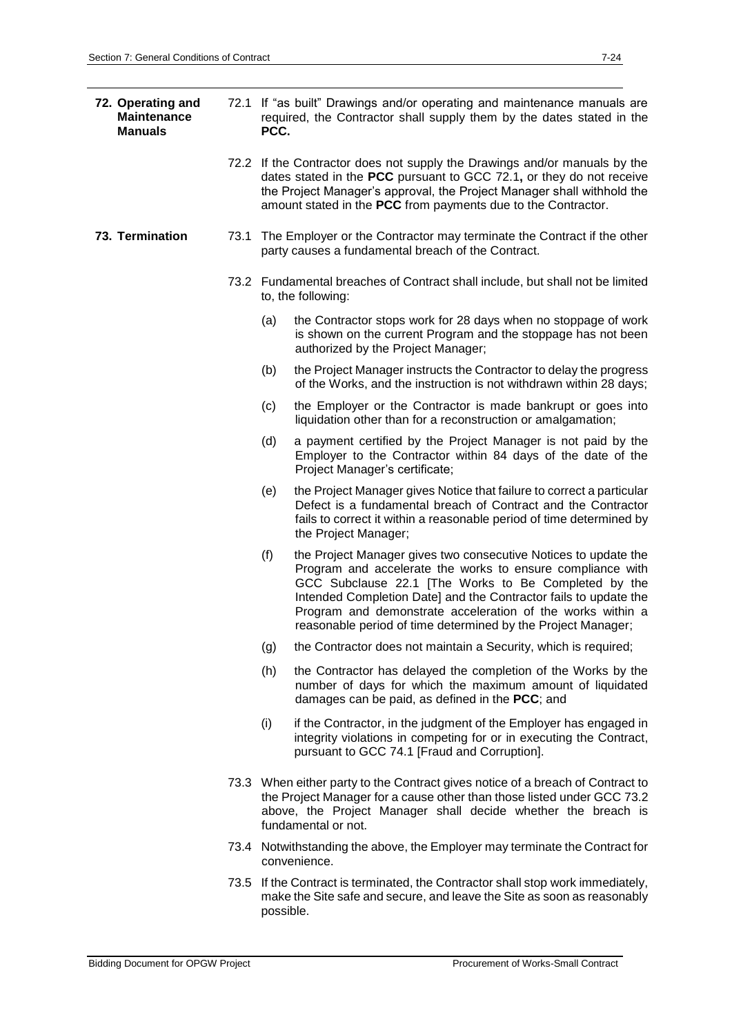## 72. Operating and Maintenance Manuals

72.1 If "as built" Drawings and/or operating and maintenance manuals are required, the Contractor shall supply them by the dates stated in the **PCC.**

72.2 If the Contractor does not supply the Drawings and/or manuals by the dates stated in the **PCC** pursuant to GCC 72.1**,** or they do not receive the Project Manager's approval, the Project Manager shall withhold the amount stated in the **PCC** from payments due to the Contractor.

## 73. Termination

73.1 The Employer or the Contractor may terminate the Contract if the other party causes a fundamental breach of the Contract.

73.2 Fundamental breaches of Contract shall include, but shall not be limited to, the following:

(a) the Contractor stops work for 28 days when no stoppage of work is shown on the current Program and the stoppage has not been authorized by the Project Manager;

(b) the Project Manager instructs the Contractor to delay the progress of the Works, and the instruction is not withdrawn within 28 days;

(c) the Employer or the Contractor is made bankrupt or goes into liquidation other than for a reconstruction or amalgamation;

(d) a payment certified by the Project Manager is not paid by the Employer to the Contractor within 84 days of the date of the Project Manager's certificate;

(e) the Project Manager gives Notice that failure to correct a particular Defect is a fundamental breach of Contract and the Contractor fails to correct it within a reasonable period of time determined by the Project Manager;

(f) the Project Manager gives two consecutive Notices to update the Program and accelerate the works to ensure compliance with GCC Subclause 22.1 [The Works to Be Completed by the Intended Completion Date] and the Contractor fails to update the Program and demonstrate acceleration of the works within a reasonable period of time determined by the Project Manager;

(g) the Contractor does not maintain a Security, which is required;

(h) the Contractor has delayed the completion of the Works by the number of days for which the maximum amount of liquidated damages can be paid, as defined in the **PCC**; and

(i) if the Contractor, in the judgment of the Employer has engaged in integrity violations in competing for or in executing the Contract, pursuant to GCC 74.1 [Fraud and Corruption].

73.3 When either party to the Contract gives notice of a breach of Contract to the Project Manager for a cause other than those listed under GCC 73.2 above, the Project Manager shall decide whether the breach is fundamental or not.

73.4 Notwithstanding the above, the Employer may terminate the Contract for convenience.

73.5 If the Contract is terminated, the Contractor shall stop work immediately, make the Site safe and secure, and leave the Site as soon as reasonably possible.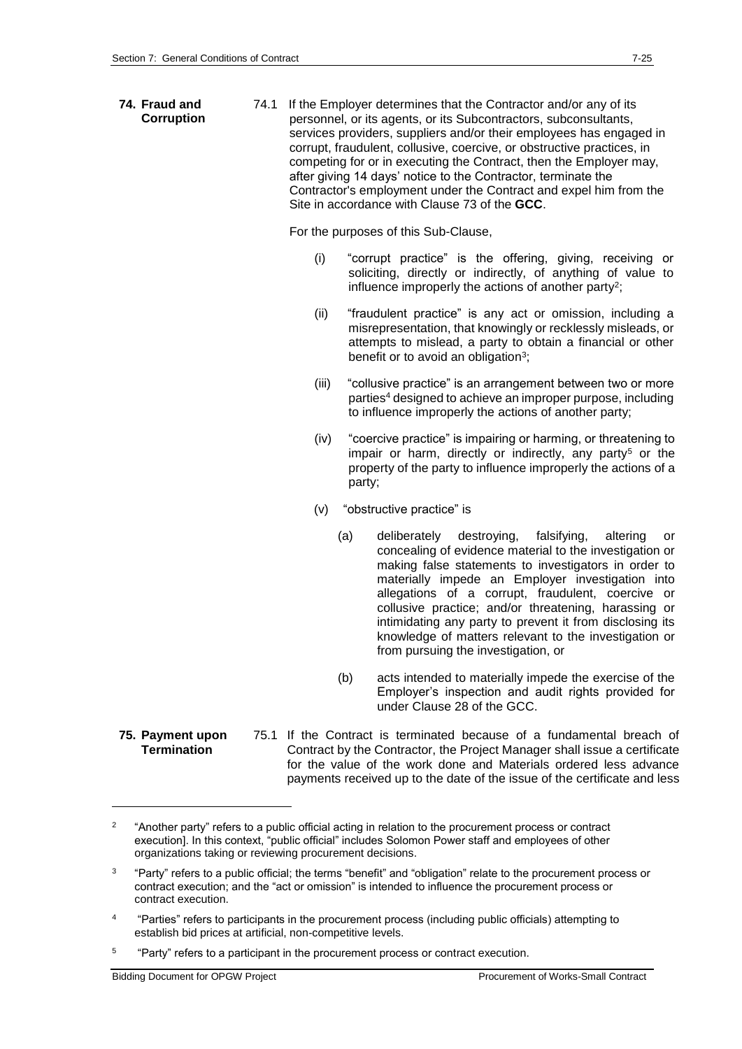**74. Fraud and Corruption**

74.1 If the Employer determines that the Contractor and/or any of its personnel, or its agents, or its Subcontractors, subconsultants, services providers, suppliers and/or their employees has engaged in corrupt, fraudulent, collusive, coercive, or obstructive practices, in competing for or in executing the Contract, then the Employer may, after giving 14 days' notice to the Contractor, terminate the Contractor's employment under the Contract and expel him from the Site in accordance with Clause 73 of the **GCC**.

For the purposes of this Sub-Clause,

(i) "corrupt practice" is the offering, giving, receiving or soliciting, directly or indirectly, of anything of value to influence improperly the actions of another party[2];

(ii) "fraudulent practice" is any act or omission, including a misrepresentation, that knowingly or recklessly misleads, or attempts to mislead, a party to obtain a financial or other benefit or to avoid an obligation[3];

(iii) "collusive practice" is an arrangement between two or more parties[4] designed to achieve an improper purpose, including to influence improperly the actions of another party;

(iv) "coercive practice" is impairing or harming, or threatening to impair or harm, directly or indirectly, any party[5] or the property of the party to influence improperly the actions of a party;

(v) "obstructive practice" is

(a) deliberately destroying, falsifying, altering or concealing of evidence material to the investigation or making false statements to investigators in order to materially impede an Employer investigation into allegations of a corrupt, fraudulent, coercive or collusive practice; and/or threatening, harassing or intimidating any party to prevent it from disclosing its knowledge of matters relevant to the investigation or from pursuing the investigation, or

(b) acts intended to materially impede the exercise of the Employer's inspection and audit rights provided for under Clause 28 of the GCC.

**75. Payment upon Termination**

75.1 If the Contract is terminated because of a fundamental breach of Contract by the Contractor, the Project Manager shall issue a certificate for the value of the work done and Materials ordered less advance payments received up to the date of the issue of the certificate and less

---

[2] "Another party" refers to a public official acting in relation to the procurement process or contract execution]. In this context, "public official" includes Solomon Power staff and employees of other organizations taking or reviewing procurement decisions.

[3] "Party" refers to a public official; the terms "benefit" and "obligation" relate to the procurement process or contract execution; and the "act or omission" is intended to influence the procurement process or contract execution.

[4] "Parties" refers to participants in the procurement process (including public officials) attempting to establish bid prices at artificial, non-competitive levels.

[5] "Party" refers to a participant in the procurement process or contract execution.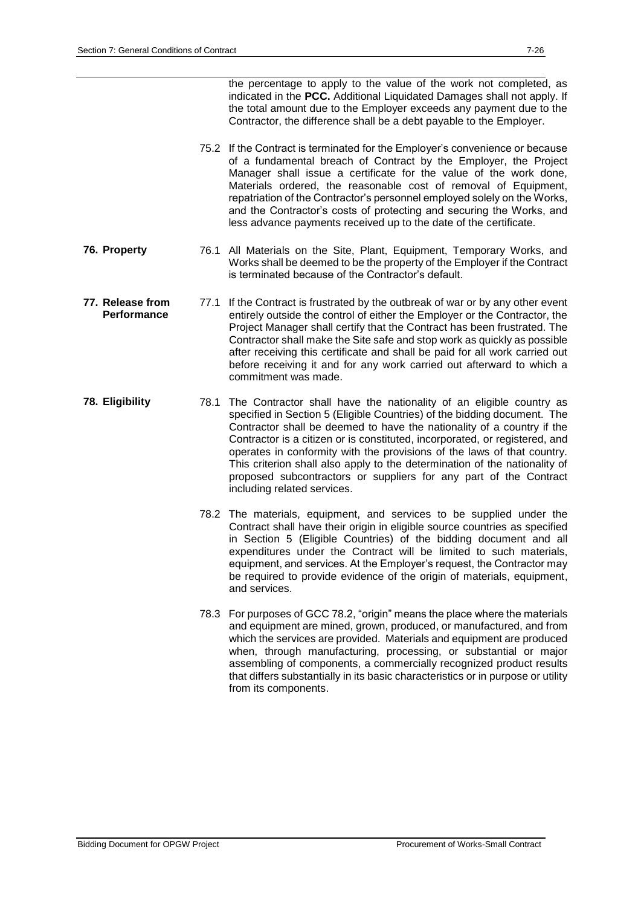the percentage to apply to the value of the work not completed, as indicated in the **PCC.** Additional Liquidated Damages shall not apply. If the total amount due to the Employer exceeds any payment due to the Contractor, the difference shall be a debt payable to the Employer.

75.2 If the Contract is terminated for the Employer's convenience or because of a fundamental breach of Contract by the Employer, the Project Manager shall issue a certificate for the value of the work done, Materials ordered, the reasonable cost of removal of Equipment, repatriation of the Contractor's personnel employed solely on the Works, and the Contractor's costs of protecting and securing the Works, and less advance payments received up to the date of the certificate.

**76. Property**

76.1 All Materials on the Site, Plant, Equipment, Temporary Works, and Works shall be deemed to be the property of the Employer if the Contract is terminated because of the Contractor's default.

**77. Release from Performance**

77.1 If the Contract is frustrated by the outbreak of war or by any other event entirely outside the control of either the Employer or the Contractor, the Project Manager shall certify that the Contract has been frustrated. The Contractor shall make the Site safe and stop work as quickly as possible after receiving this certificate and shall be paid for all work carried out before receiving it and for any work carried out afterward to which a commitment was made.

**78. Eligibility**

78.1 The Contractor shall have the nationality of an eligible country as specified in Section 5 (Eligible Countries) of the bidding document. The Contractor shall be deemed to have the nationality of a country if the Contractor is a citizen or is constituted, incorporated, or registered, and operates in conformity with the provisions of the laws of that country. This criterion shall also apply to the determination of the nationality of proposed subcontractors or suppliers for any part of the Contract including related services.

78.2 The materials, equipment, and services to be supplied under the Contract shall have their origin in eligible source countries as specified in Section 5 (Eligible Countries) of the bidding document and all expenditures under the Contract will be limited to such materials, equipment, and services. At the Employer's request, the Contractor may be required to provide evidence of the origin of materials, equipment, and services.

78.3 For purposes of GCC 78.2, "origin" means the place where the materials and equipment are mined, grown, produced, or manufactured, and from which the services are provided. Materials and equipment are produced when, through manufacturing, processing, or substantial or major assembling of components, a commercially recognized product results that differs substantially in its basic characteristics or in purpose or utility from its components.